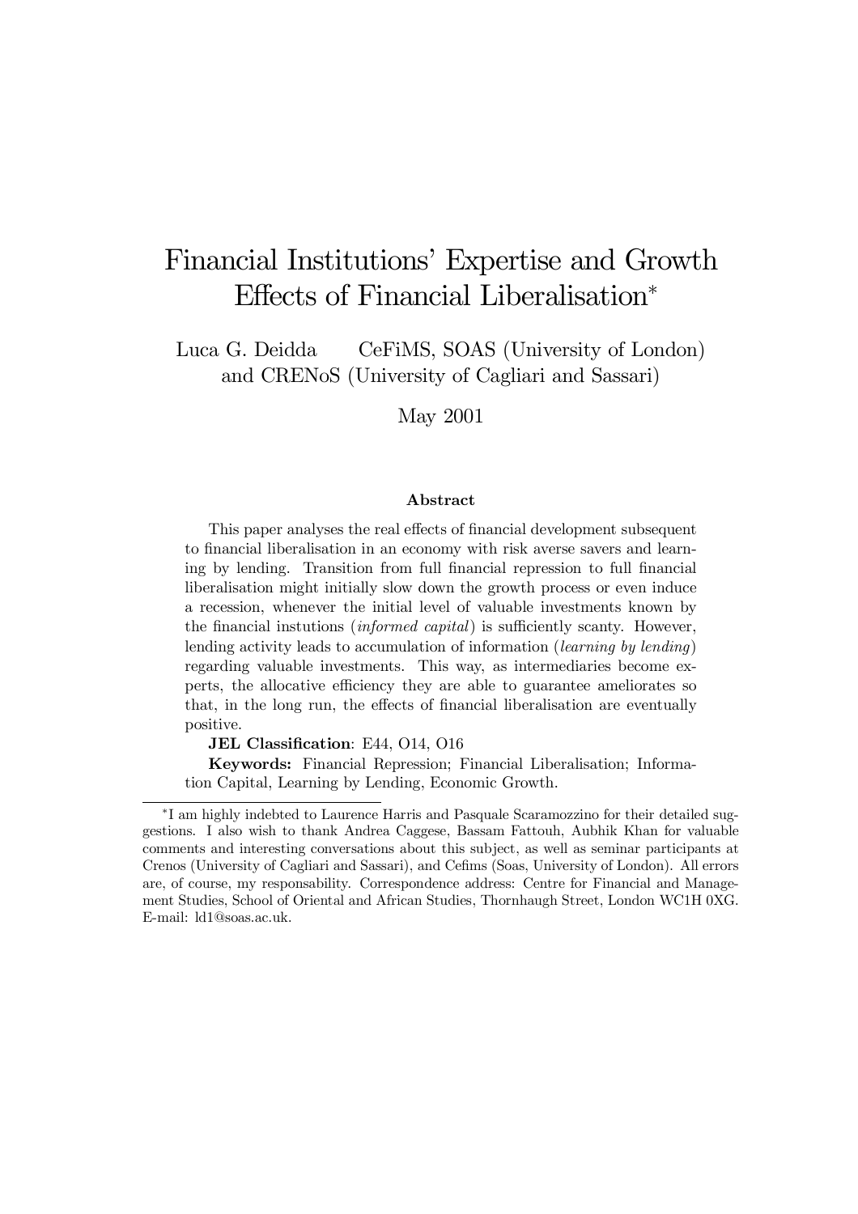# Financial Institutions' Expertise and Growth Effects of Financial Liberalisation*

Luca G. Deidda CeFiMS, SOAS (University of London) and CRENoS (University of Cagliari and Sassari)

May 2001

### Abstract

This paper analyses the real effects of financial development subsequent to financial liberalisation in an economy with risk averse savers and learning by lending. Transition from full financial repression to full financial liberalisation might initially slow down the growth process or even induce a recession, whenever the initial level of valuable investments known by the financial instutions (*informed capital*) is sufficiently scanty. However, lending activity leads to accumulation of information (*learning by lending*) regarding valuable investments. This way, as intermediaries become experts, the allocative efficiency they are able to guarantee ameliorates so that, in the long run, the effects of financial liberalisation are eventually positive.

**JEL Classification**: E44, O14, O16

**Keywords:** Financial Repression; Financial Liberalisation; Information Capital, Learning by Lending, Economic Growth.

---

*I am highly indebted to Laurence Harris and Pasquale Scaramozzino for their detailed suggestions. I also wish to thank Andrea Caggese, Bassam Fattouh, Aubhik Khan for valuable comments and interesting conversations about this subject, as well as seminar participants at Crenos (University of Cagliari and Sassari), and Cefims (Soas, University of London). All errors are, of course, my responsability. Correspondence address: Centre for Financial and Management Studies, School of Oriental and African Studies, Thornhaugh Street, London WC1H 0XG. E-mail: ld1@soas.ac.uk.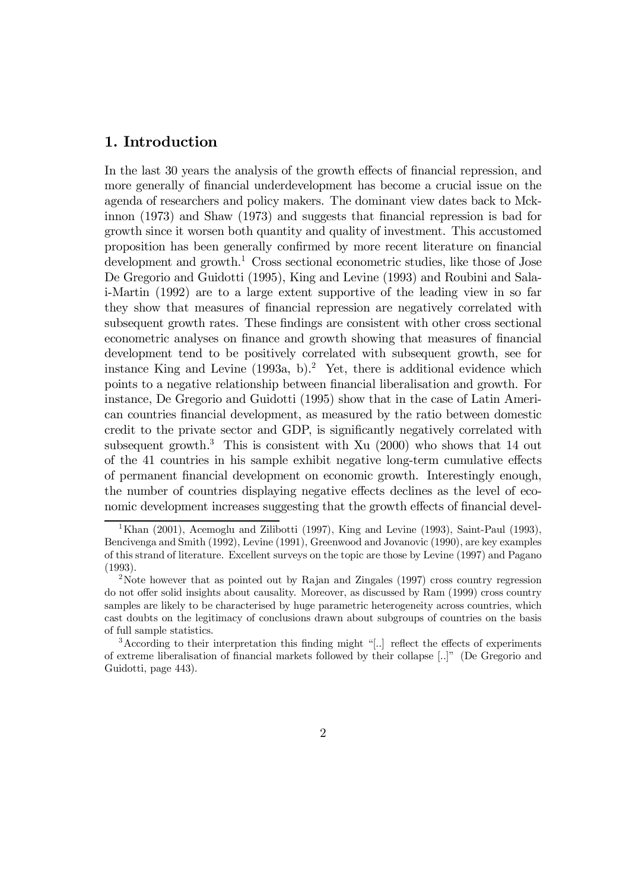## 1. Introduction

In the last 30 years the analysis of the growth effects of financial repression, and more generally of financial underdevelopment has become a crucial issue on the agenda of researchers and policy makers. The dominant view dates back to Mckinnon (1973) and Shaw (1973) and suggests that financial repression is bad for growth since it worsen both quantity and quality of investment. This accustomed proposition has been generally confirmed by more recent literature on financial development and growth.[1] Cross sectional econometric studies, like those of Jose De Gregorio and Guidotti (1995), King and Levine (1993) and Roubini and Sala-i-Martin (1992) are to a large extent supportive of the leading view in so far they show that measures of financial repression are negatively correlated with subsequent growth rates. These findings are consistent with other cross sectional econometric analyses on finance and growth showing that measures of financial development tend to be positively correlated with subsequent growth, see for instance King and Levine (1993a, b).[2] Yet, there is additional evidence which points to a negative relationship between financial liberalisation and growth. For instance, De Gregorio and Guidotti (1995) show that in the case of Latin American countries financial development, as measured by the ratio between domestic credit to the private sector and GDP, is significantly negatively correlated with subsequent growth.[3] This is consistent with Xu (2000) who shows that 14 out of the 41 countries in his sample exhibit negative long-term cumulative effects of permanent financial development on economic growth. Interestingly enough, the number of countries displaying negative effects declines as the level of economic development increases suggesting that the growth effects of financial devel-

[1] Khan (2001), Acemoglu and Zilibotti (1997), King and Levine (1993), Saint-Paul (1993), Bencivenga and Smith (1992), Levine (1991), Greenwood and Jovanovic (1990), are key examples of this strand of literature. Excellent surveys on the topic are those by Levine (1997) and Pagano (1993).

[2] Note however that as pointed out by Rajan and Zingales (1997) cross country regression do not offer solid insights about causality. Moreover, as discussed by Ram (1999) cross country samples are likely to be characterised by huge parametric heterogeneity across countries, which cast doubts on the legitimacy of conclusions drawn about subgroups of countries on the basis of full sample statistics.

[3] According to their interpretation this finding might "[..] reflect the effects of experiments of extreme liberalisation of financial markets followed by their collapse [..]" (De Gregorio and Guidotti, page 443).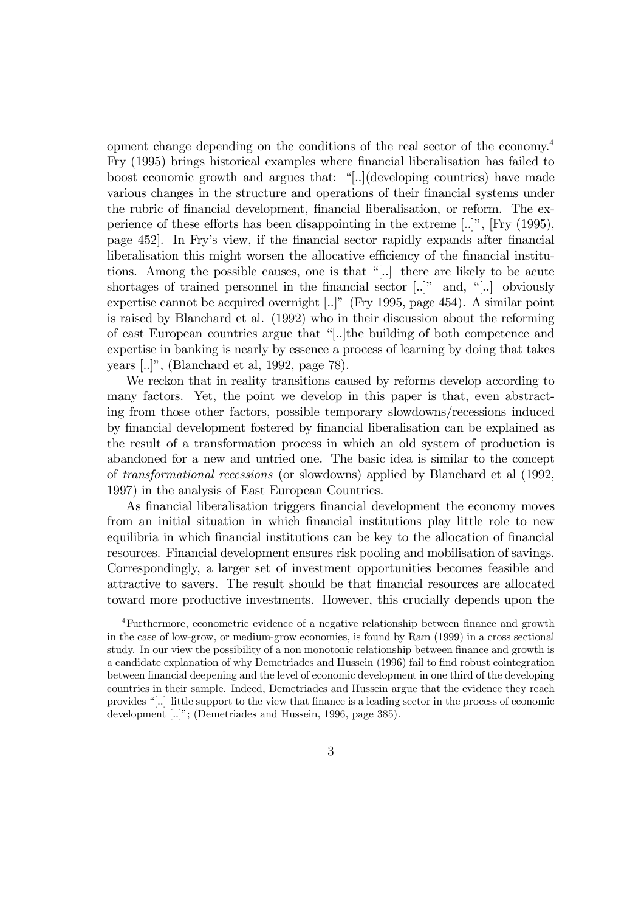opment change depending on the conditions of the real sector of the economy.[4] Fry (1995) brings historical examples where financial liberalisation has failed to boost economic growth and argues that: "[..](developing countries) have made various changes in the structure and operations of their financial systems under the rubric of financial development, financial liberalisation, or reform. The experience of these efforts has been disappointing in the extreme [..]", [Fry (1995), page 452]. In Fry's view, if the financial sector rapidly expands after financial liberalisation this might worsen the allocative efficiency of the financial institutions. Among the possible causes, one is that "[..] there are likely to be acute shortages of trained personnel in the financial sector [..]" and, "[..] obviously expertise cannot be acquired overnight [..]" (Fry 1995, page 454). A similar point is raised by Blanchard et al. (1992) who in their discussion about the reforming of east European countries argue that "[..]the building of both competence and expertise in banking is nearly by essence a process of learning by doing that takes years [..]", (Blanchard et al, 1992, page 78).

We reckon that in reality transitions caused by reforms develop according to many factors. Yet, the point we develop in this paper is that, even abstracting from those other factors, possible temporary slowdowns/recessions induced by financial development fostered by financial liberalisation can be explained as the result of a transformation process in which an old system of production is abandoned for a new and untried one. The basic idea is similar to the concept of *transformational recessions* (or slowdowns) applied by Blanchard et al (1992, 1997) in the analysis of East European Countries.

As financial liberalisation triggers financial development the economy moves from an initial situation in which financial institutions play little role to new equilibria in which financial institutions can be key to the allocation of financial resources. Financial development ensures risk pooling and mobilisation of savings. Correspondingly, a larger set of investment opportunities becomes feasible and attractive to savers. The result should be that financial resources are allocated toward more productive investments. However, this crucially depends upon the

[4] Furthermore, econometric evidence of a negative relationship between finance and growth in the case of low-grow, or medium-grow economies, is found by Ram (1999) in a cross sectional study. In our view the possibility of a non monotonic relationship between finance and growth is a candidate explanation of why Demetriades and Hussein (1996) fail to find robust cointegration between financial deepening and the level of economic development in one third of the developing countries in their sample. Indeed, Demetriades and Hussein argue that the evidence they reach provides "[..] little support to the view that finance is a leading sector in the process of economic development [..]"; (Demetriades and Hussein, 1996, page 385).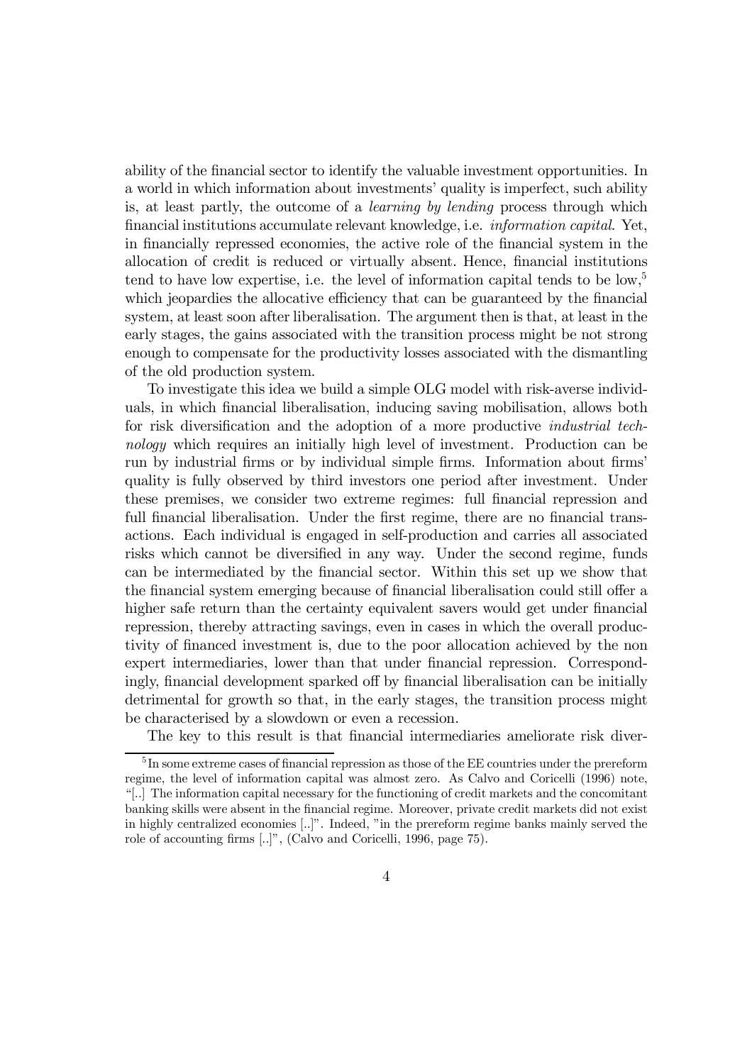ability of the financial sector to identify the valuable investment opportunities. In a world in which information about investments' quality is imperfect, such ability is, at least partly, the outcome of a *learning by lending* process through which financial institutions accumulate relevant knowledge, i.e. *information capital*. Yet, in financially repressed economies, the active role of the financial system in the allocation of credit is reduced or virtually absent. Hence, financial institutions tend to have low expertise, i.e. the level of information capital tends to be low,[5] which jeopardies the allocative efficiency that can be guaranteed by the financial system, at least soon after liberalisation. The argument then is that, at least in the early stages, the gains associated with the transition process might be not strong enough to compensate for the productivity losses associated with the dismantling of the old production system.

To investigate this idea we build a simple OLG model with risk-averse individuals, in which financial liberalisation, inducing saving mobilisation, allows both for risk diversification and the adoption of a more productive *industrial technology* which requires an initially high level of investment. Production can be run by industrial firms or by individual simple firms. Information about firms' quality is fully observed by third investors one period after investment. Under these premises, we consider two extreme regimes: full financial repression and full financial liberalisation. Under the first regime, there are no financial transactions. Each individual is engaged in self-production and carries all associated risks which cannot be diversified in any way. Under the second regime, funds can be intermediated by the financial sector. Within this set up we show that the financial system emerging because of financial liberalisation could still offer a higher safe return than the certainty equivalent savers would get under financial repression, thereby attracting savings, even in cases in which the overall productivity of financed investment is, due to the poor allocation achieved by the non expert intermediaries, lower than that under financial repression. Correspondingly, financial development sparked off by financial liberalisation can be initially detrimental for growth so that, in the early stages, the transition process might be characterised by a slowdown or even a recession.

The key to this result is that financial intermediaries ameliorate risk diver-

[5] In some extreme cases of financial repression as those of the EE countries under the prereform regime, the level of information capital was almost zero. As Calvo and Coricelli (1996) note, "[..] The information capital necessary for the functioning of credit markets and the concomitant banking skills were absent in the financial regime. Moreover, private credit markets did not exist in highly centralized economies [..]". Indeed, "in the prereform regime banks mainly served the role of accounting firms [..]", (Calvo and Coricelli, 1996, page 75).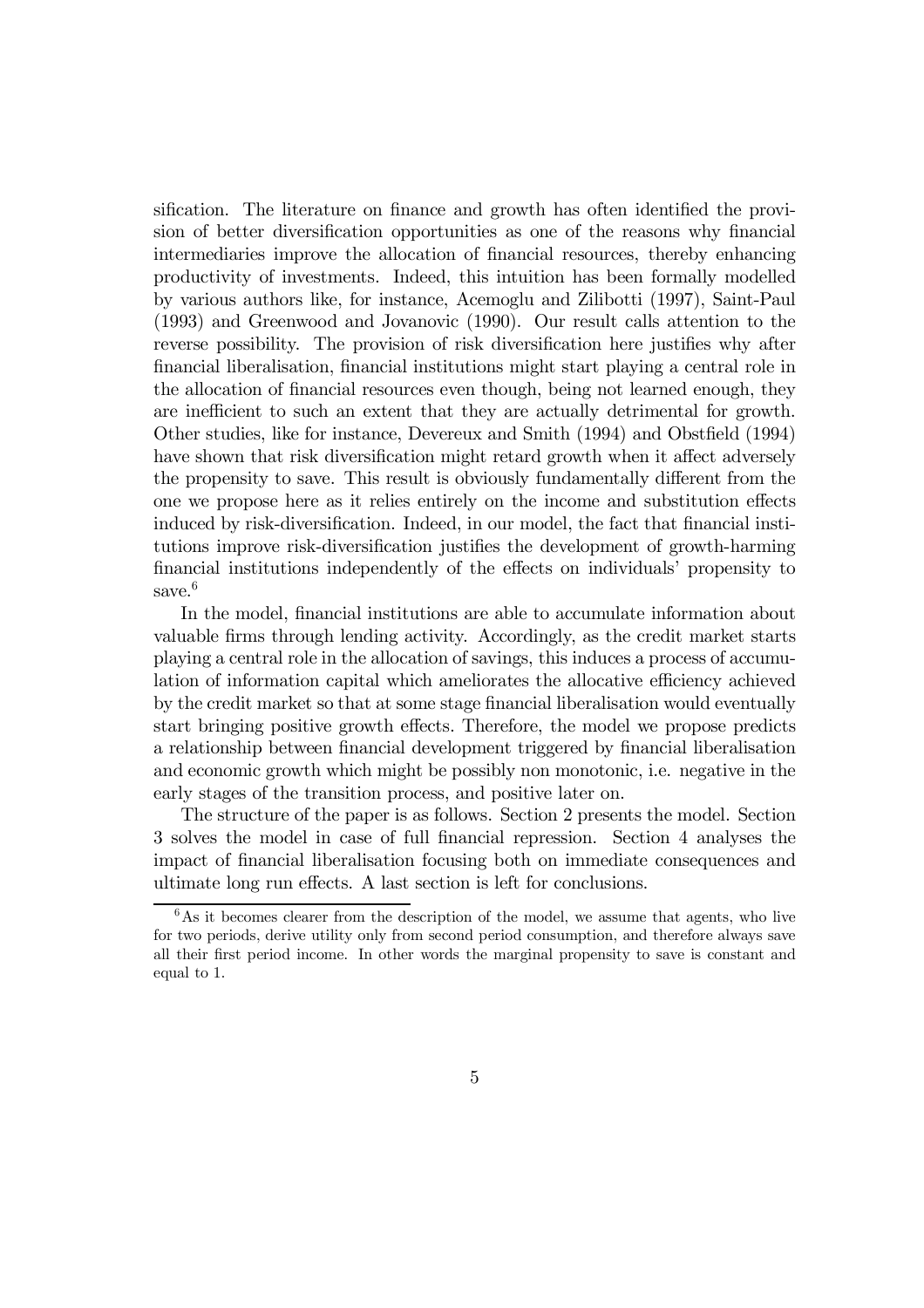sification. The literature on finance and growth has often identified the provision of better diversification opportunities as one of the reasons why financial intermediaries improve the allocation of financial resources, thereby enhancing productivity of investments. Indeed, this intuition has been formally modelled by various authors like, for instance, Acemoglu and Zilibotti (1997), Saint-Paul (1993) and Greenwood and Jovanovic (1990). Our result calls attention to the reverse possibility. The provision of risk diversification here justifies why after financial liberalisation, financial institutions might start playing a central role in the allocation of financial resources even though, being not learned enough, they are inefficient to such an extent that they are actually detrimental for growth. Other studies, like for instance, Devereux and Smith (1994) and Obstfield (1994) have shown that risk diversification might retard growth when it affect adversely the propensity to save. This result is obviously fundamentally different from the one we propose here as it relies entirely on the income and substitution effects induced by risk-diversification. Indeed, in our model, the fact that financial institutions improve risk-diversification justifies the development of growth-harming financial institutions independently of the effects on individuals' propensity to save.[6]

In the model, financial institutions are able to accumulate information about valuable firms through lending activity. Accordingly, as the credit market starts playing a central role in the allocation of savings, this induces a process of accumulation of information capital which ameliorates the allocative efficiency achieved by the credit market so that at some stage financial liberalisation would eventually start bringing positive growth effects. Therefore, the model we propose predicts a relationship between financial development triggered by financial liberalisation and economic growth which might be possibly non monotonic, i.e. negative in the early stages of the transition process, and positive later on.

The structure of the paper is as follows. Section 2 presents the model. Section 3 solves the model in case of full financial repression. Section 4 analyses the impact of financial liberalisation focusing both on immediate consequences and ultimate long run effects. A last section is left for conclusions.

[6] As it becomes clearer from the description of the model, we assume that agents, who live for two periods, derive utility only from second period consumption, and therefore always save all their first period income. In other words the marginal propensity to save is constant and equal to 1.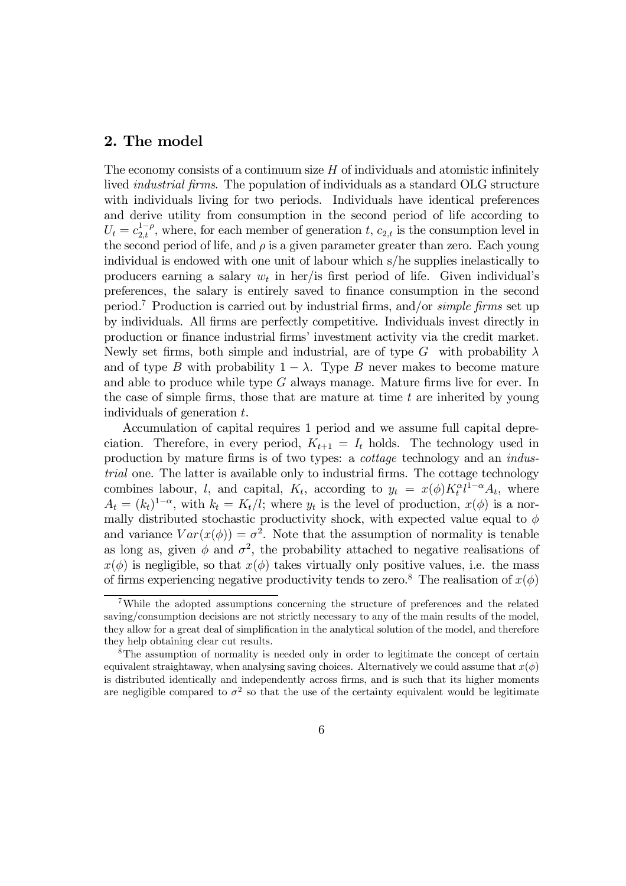## 2. The model

The economy consists of a continuum size $H$ of individuals and atomistic infinitely lived *industrial firms*. The population of individuals as a standard OLG structure with individuals living for two periods. Individuals have identical preferences and derive utility from consumption in the second period of life according to $U_t = c_{2,t}^{1-\rho}$, where, for each member of generation $t$, $c_{2,t}$ is the consumption level in the second period of life, and $\rho$ is a given parameter greater than zero. Each young individual is endowed with one unit of labour which s/he supplies inelastically to producers earning a salary $w_t$ in her/is first period of life. Given individual's preferences, the salary is entirely saved to finance consumption in the second period.[7] Production is carried out by industrial firms, and/or *simple firms* set up by individuals. All firms are perfectly competitive. Individuals invest directly in production or finance industrial firms' investment activity via the credit market. Newly set firms, both simple and industrial, are of type $G$ with probability $\lambda$ and of type $B$ with probability $1 - \lambda$. Type $B$ never makes to become mature and able to produce while type $G$ always manage. Mature firms live for ever. In the case of simple firms, those that are mature at time $t$ are inherited by young individuals of generation $t$.

Accumulation of capital requires 1 period and we assume full capital depreciation. Therefore, in every period, $K_{t+1} = I_t$ holds. The technology used in production by mature firms is of two types: a *cottage* technology and an *industrial* one. The latter is available only to industrial firms. The cottage technology combines labour, $l$, and capital, $K_t$, according to $y_t = x(\phi)K_t^{\alpha}l^{1-\alpha}A_t$, where $A_t = (k_t)^{1-\alpha}$, with $k_t = K_t/l$; where $y_t$ is the level of production, $x(\phi)$ is a normally distributed stochastic productivity shock, with expected value equal to $\phi$ and variance $Var(x(\phi)) = \sigma^2$. Note that the assumption of normality is tenable as long as, given $\phi$ and $\sigma^2$, the probability attached to negative realisations of $x(\phi)$ is negligible, so that $x(\phi)$ takes virtually only positive values, i.e. the mass of firms experiencing negative productivity tends to zero.[8] The realisation of $x(\phi)$

[7] While the adopted assumptions concerning the structure of preferences and the related saving/consumption decisions are not strictly necessary to any of the main results of the model, they allow for a great deal of simplification in the analytical solution of the model, and therefore they help obtaining clear cut results.

[8] The assumption of normality is needed only in order to legitimate the concept of certain equivalent straightaway, when analysing saving choices. Alternatively we could assume that $x(\phi)$ is distributed identically and independently across firms, and is such that its higher moments are negligible compared to $\sigma^2$ so that the use of the certainty equivalent would be legitimate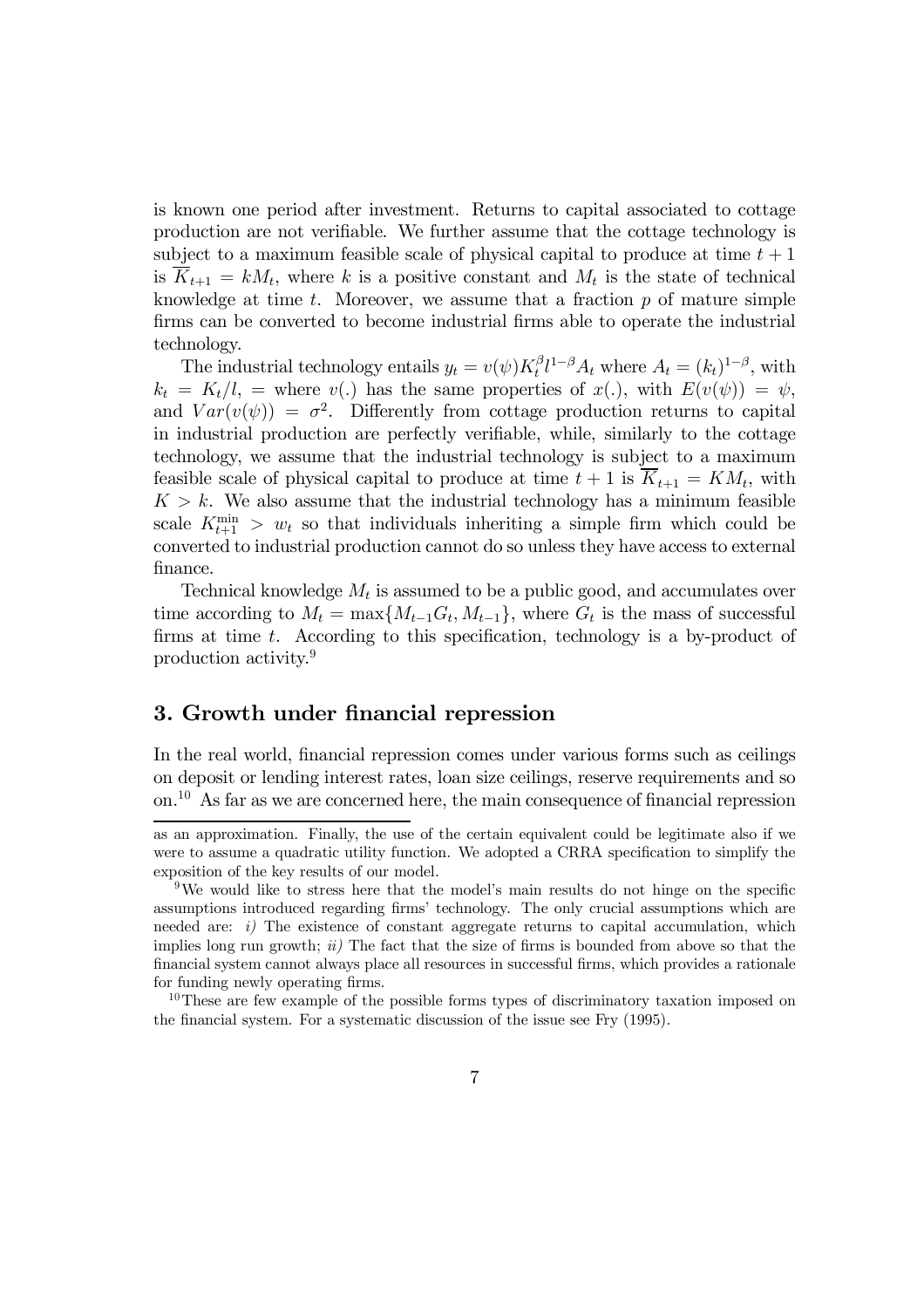is known one period after investment. Returns to capital associated to cottage production are not verifiable. We further assume that the cottage technology is subject to a maximum feasible scale of physical capital to produce at time $t+1$ is $\overline{K}_{t+1} = kM_t$, where $k$ is a positive constant and $M_t$ is the state of technical knowledge at time $t$. Moreover, we assume that a fraction $p$ of mature simple firms can be converted to become industrial firms able to operate the industrial technology.

The industrial technology entails $y_t = v(\psi)K_t^{\beta}l^{1-\beta}A_t$ where $A_t = (k_t)^{1-\beta}$, with $k_t = K_t/l$, = where $v(.)$ has the same properties of $x(.)$, with $E(v(\psi)) = \psi$, and $Var(v(\psi)) = \sigma^2$. Differently from cottage production returns to capital in industrial production are perfectly verifiable, while, similarly to the cottage technology, we assume that the industrial technology is subject to a maximum feasible scale of physical capital to produce at time $t+1$ is $\overline{K}_{t+1} = KM_t$, with $K > k$. We also assume that the industrial technology has a minimum feasible scale $K_{t+1}^{\min} > w_t$ so that individuals inheriting a simple firm which could be converted to industrial production cannot do so unless they have access to external finance.

Technical knowledge $M_t$ is assumed to be a public good, and accumulates over time according to $M_t = \max\{M_{t-1}G_t, M_{t-1}\}$, where $G_t$ is the mass of successful firms at time $t$. According to this specification, technology is a by-product of production activity.[9]

## 3. Growth under financial repression

In the real world, financial repression comes under various forms such as ceilings on deposit or lending interest rates, loan size ceilings, reserve requirements and so on.[10] As far as we are concerned here, the main consequence of financial repression

---

as an approximation. Finally, the use of the certain equivalent could be legitimate also if we were to assume a quadratic utility function. We adopted a CRRA specification to simplify the exposition of the key results of our model.

[9] We would like to stress here that the model's main results do not hinge on the specific assumptions introduced regarding firms' technology. The only crucial assumptions which are needed are: *i)* The existence of constant aggregate returns to capital accumulation, which implies long run growth; *ii)* The fact that the size of firms is bounded from above so that the financial system cannot always place all resources in successful firms, which provides a rationale for funding newly operating firms.

[10] These are few example of the possible forms types of discriminatory taxation imposed on the financial system. For a systematic discussion of the issue see Fry (1995).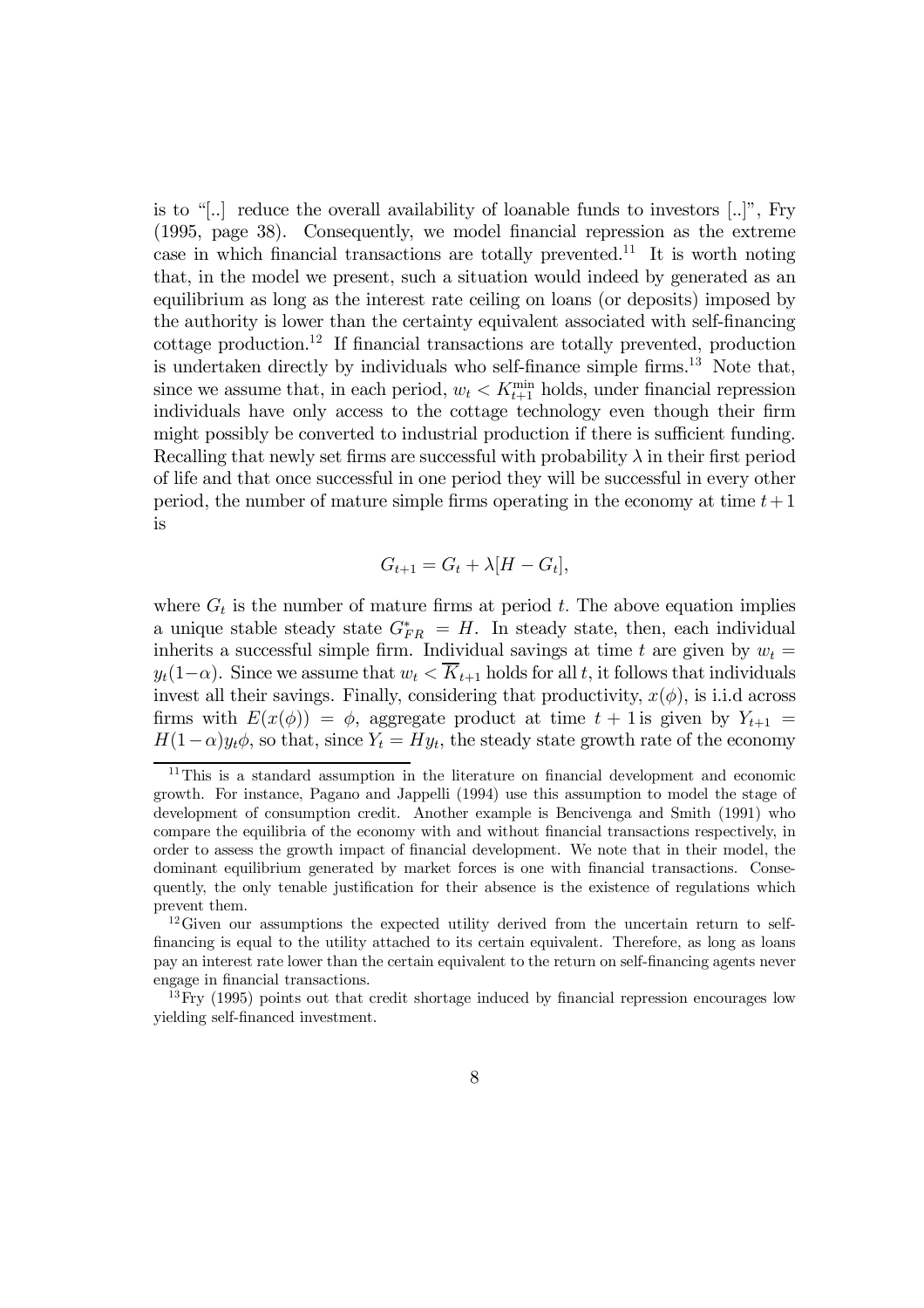is to "[..] reduce the overall availability of loanable funds to investors [..]", Fry (1995, page 38). Consequently, we model financial repression as the extreme case in which financial transactions are totally prevented.[11] It is worth noting that, in the model we present, such a situation would indeed by generated as an equilibrium as long as the interest rate ceiling on loans (or deposits) imposed by the authority is lower than the certainty equivalent associated with self-financing cottage production.[12] If financial transactions are totally prevented, production is undertaken directly by individuals who self-finance simple firms.[13] Note that, since we assume that, in each period, $w_t < K_{t+1}^{\min}$ holds, under financial repression individuals have only access to the cottage technology even though their firm might possibly be converted to industrial production if there is sufficient funding. Recalling that newly set firms are successful with probability $\lambda$ in their first period of life and that once successful in one period they will be successful in every other period, the number of mature simple firms operating in the economy at time $t+1$ is

$$G_{t+1} = G_t + \lambda[H - G_t],$$

where $G_t$ is the number of mature firms at period $t$. The above equation implies a unique stable steady state $G_{FR}^* = H$. In steady state, then, each individual inherits a successful simple firm. Individual savings at time $t$ are given by $w_t = y_t(1-\alpha)$. Since we assume that $w_t < \overline{K}_{t+1}$ holds for all $t$, it follows that individuals invest all their savings. Finally, considering that productivity, $x(\phi)$, is i.i.d across firms with $E(x(\phi)) = \phi$, aggregate product at time $t+1$ is given by $Y_{t+1} = H(1-\alpha)y_t\phi$, so that, since $Y_t = Hy_t$, the steady state growth rate of the economy

[11] This is a standard assumption in the literature on financial development and economic growth. For instance, Pagano and Jappelli (1994) use this assumption to model the stage of development of consumption credit. Another example is Bencivenga and Smith (1991) who compare the equilibria of the economy with and without financial transactions respectively, in order to assess the growth impact of financial development. We note that in their model, the dominant equilibrium generated by market forces is one with financial transactions. Consequently, the only tenable justification for their absence is the existence of regulations which prevent them.

[12] Given our assumptions the expected utility derived from the uncertain return to self-financing is equal to the utility attached to its certain equivalent. Therefore, as long as loans pay an interest rate lower than the certain equivalent to the return on self-financing agents never engage in financial transactions.

[13] Fry (1995) points out that credit shortage induced by financial repression encourages low yielding self-financed investment.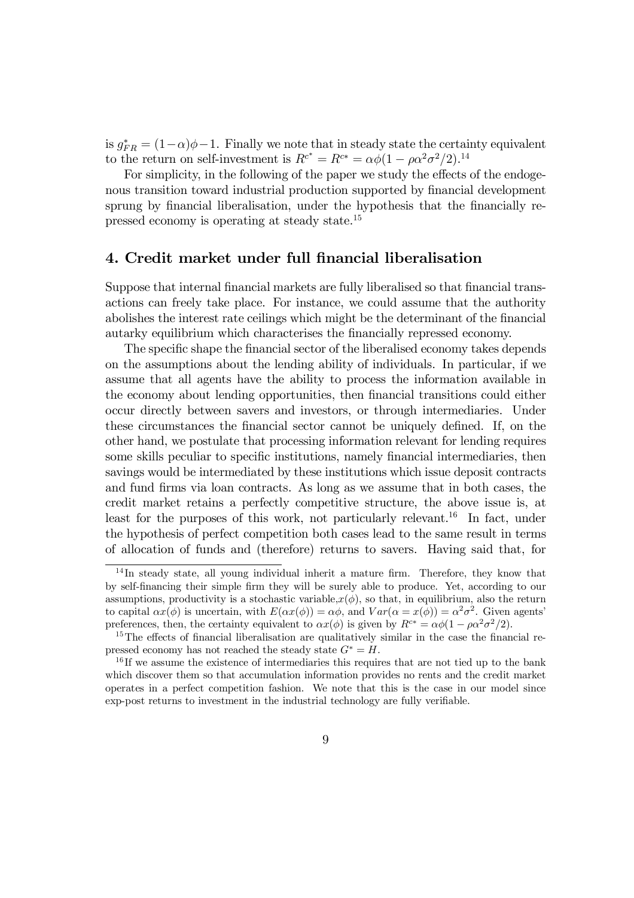is $g^*_{FR} = (1-\alpha)\phi - 1$. Finally we note that in steady state the certainty equivalent to the return on self-investment is $R^{c^*} = R^{c*} = \alpha\phi(1 - \rho\alpha^2\sigma^2/2)$.[14]

For simplicity, in the following of the paper we study the effects of the endogenous transition toward industrial production supported by financial development sprung by financial liberalisation, under the hypothesis that the financially repressed economy is operating at steady state.[15]

## 4. Credit market under full financial liberalisation

Suppose that internal financial markets are fully liberalised so that financial transactions can freely take place. For instance, we could assume that the authority abolishes the interest rate ceilings which might be the determinant of the financial autarky equilibrium which characterises the financially repressed economy.

The specific shape the financial sector of the liberalised economy takes depends on the assumptions about the lending ability of individuals. In particular, if we assume that all agents have the ability to process the information available in the economy about lending opportunities, then financial transitions could either occur directly between savers and investors, or through intermediaries. Under these circumstances the financial sector cannot be uniquely defined. If, on the other hand, we postulate that processing information relevant for lending requires some skills peculiar to specific institutions, namely financial intermediaries, then savings would be intermediated by these institutions which issue deposit contracts and fund firms via loan contracts. As long as we assume that in both cases, the credit market retains a perfectly competitive structure, the above issue is, at least for the purposes of this work, not particularly relevant.[16] In fact, under the hypothesis of perfect competition both cases lead to the same result in terms of allocation of funds and (therefore) returns to savers. Having said that, for

---

[14] In steady state, all young individual inherit a mature firm. Therefore, they know that by self-financing their simple firm they will be surely able to produce. Yet, according to our assumptions, productivity is a stochastic variable, $x(\phi)$, so that, in equilibrium, also the return to capital $\alpha x(\phi)$ is uncertain, with $E(\alpha x(\phi)) = \alpha\phi$, and $Var(\alpha = x(\phi)) = \alpha^2\sigma^2$. Given agents' preferences, then, the certainty equivalent to $\alpha x(\phi)$ is given by $R^{c*} = \alpha\phi(1 - \rho\alpha^2\sigma^2/2)$.

[15] The effects of financial liberalisation are qualitatively similar in the case the financial repressed economy has not reached the steady state $G^* = H$.

[16] If we assume the existence of intermediaries this requires that are not tied up to the bank which discover them so that accumulation information provides no rents and the credit market operates in a perfect competition fashion. We note that this is the case in our model since exp-post returns to investment in the industrial technology are fully verifiable.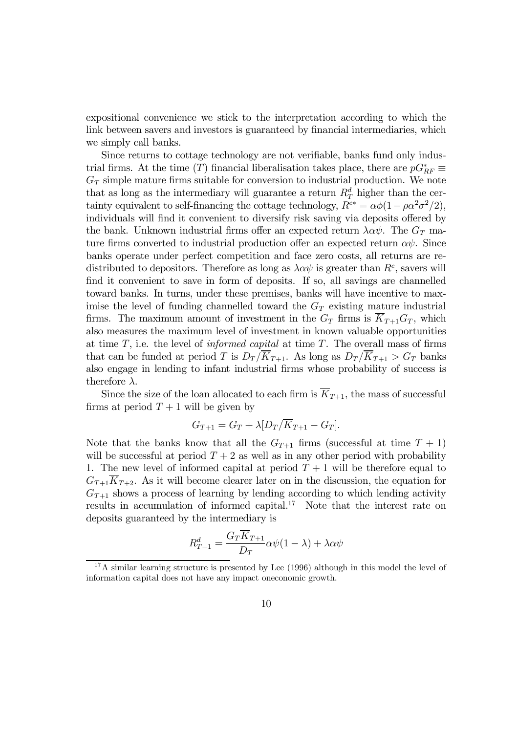expositional convenience we stick to the interpretation according to which the link between savers and investors is guaranteed by financial intermediaries, which we simply call banks.

Since returns to cottage technology are not verifiable, banks fund only industrial firms. At the time ($T$) financial liberalisation takes place, there are $pG^*_{RF} \equiv G_T$ simple mature firms suitable for conversion to industrial production. We note that as long as the intermediary will guarantee a return $R^d_T$ higher than the certainty equivalent to self-financing the cottage technology, $R^{c*} = \alpha\phi(1 - \rho\alpha^2\sigma^2/2)$, individuals will find it convenient to diversify risk saving via deposits offered by the bank. Unknown industrial firms offer an expected return $\lambda\alpha\psi$. The $G_T$ mature firms converted to industrial production offer an expected return $\alpha\psi$. Since banks operate under perfect competition and face zero costs, all returns are redistributed to depositors. Therefore as long as $\lambda\alpha\psi$ is greater than $R^c$, savers will find it convenient to save in form of deposits. If so, all savings are channelled toward banks. In turns, under these premises, banks will have incentive to maximise the level of funding channelled toward the $G_T$ existing mature industrial firms. The maximum amount of investment in the $G_T$ firms is $\overline{K}_{T+1}G_T$, which also measures the maximum level of investment in known valuable opportunities at time $T$, i.e. the level of *informed capital* at time $T$. The overall mass of firms that can be funded at period $T$ is $D_T/\overline{K}_{T+1}$. As long as $D_T/\overline{K}_{T+1} > G_T$ banks also engage in lending to infant industrial firms whose probability of success is therefore $\lambda$.

Since the size of the loan allocated to each firm is $\overline{K}_{T+1}$, the mass of successful firms at period $T + 1$ will be given by

$$G_{T+1} = G_T + \lambda[D_T/\overline{K}_{T+1} - G_T].$$

Note that the banks know that all the $G_{T+1}$ firms (successful at time $T + 1$) will be successful at period $T + 2$ as well as in any other period with probability 1. The new level of informed capital at period $T + 1$ will be therefore equal to $G_{T+1}\overline{K}_{T+2}$. As it will become clearer later on in the discussion, the equation for $G_{T+1}$ shows a process of learning by lending according to which lending activity results in accumulation of informed capital.[17] Note that the interest rate on deposits guaranteed by the intermediary is

$$R^d_{T+1} = \frac{G_T\overline{K}_{T+1}}{D_T}\alpha\psi(1 - \lambda) + \lambda\alpha\psi$$

[17] A similar learning structure is presented by Lee (1996) although in this model the level of information capital does not have any impact oneconomic growth.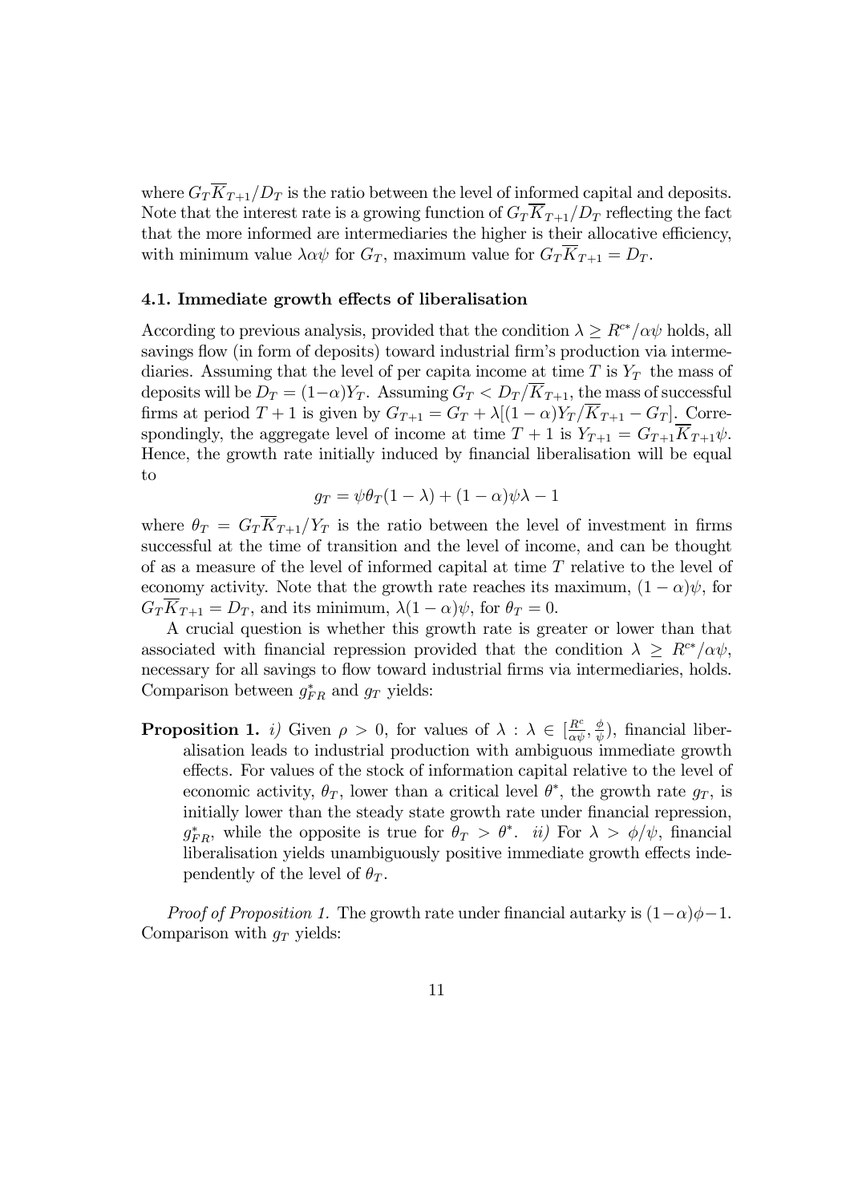where $G_T\overline{K}_{T+1}/D_T$ is the ratio between the level of informed capital and deposits. Note that the interest rate is a growing function of $G_T\overline{K}_{T+1}/D_T$ reflecting the fact that the more informed are intermediaries the higher is their allocative efficiency, with minimum value $\lambda\alpha\psi$ for $G_T$, maximum value for $G_T\overline{K}_{T+1} = D_T$.

### 4.1. Immediate growth effects of liberalisation

According to previous analysis, provided that the condition $\lambda \geq R^{c*}/\alpha\psi$ holds, all savings flow (in form of deposits) toward industrial firm's production via intermediaries. Assuming that the level of per capita income at time $T$ is $Y_T$ the mass of deposits will be $D_T = (1-\alpha)Y_T$. Assuming $G_T < D_T/\overline{K}_{T+1}$, the mass of successful firms at period $T+1$ is given by $G_{T+1} = G_T + \lambda[(1-\alpha)Y_T/\overline{K}_{T+1} - G_T]$. Correspondingly, the aggregate level of income at time $T+1$ is $Y_{T+1} = G_{T+1}\overline{K}_{T+1}\psi$. Hence, the growth rate initially induced by financial liberalisation will be equal to

$$g_T = \psi\theta_T(1-\lambda) + (1-\alpha)\psi\lambda - 1$$

where $\theta_T = G_T\overline{K}_{T+1}/Y_T$ is the ratio between the level of investment in firms successful at the time of transition and the level of income, and can be thought of as a measure of the level of informed capital at time $T$ relative to the level of economy activity. Note that the growth rate reaches its maximum, $(1-\alpha)\psi$, for $G_T\overline{K}_{T+1} = D_T$, and its minimum, $\lambda(1-\alpha)\psi$, for $\theta_T = 0$.

A crucial question is whether this growth rate is greater or lower than that associated with financial repression provided that the condition $\lambda \geq R^{c*}/\alpha\psi$, necessary for all savings to flow toward industrial firms via intermediaries, holds. Comparison between $g^*_{FR}$ and $g_T$ yields:

**Proposition 1.** *i)* Given $\rho > 0$, for values of $\lambda : \lambda \in [\frac{R^c}{\alpha\psi}, \frac{\phi}{\psi})$, financial liberalisation leads to industrial production with ambiguous immediate growth effects. For values of the stock of information capital relative to the level of economic activity, $\theta_T$, lower than a critical level $\theta^*$, the growth rate $g_T$, is initially lower than the steady state growth rate under financial repression, $g^*_{FR}$, while the opposite is true for $\theta_T > \theta^*$. *ii)* For $\lambda > \phi/\psi$, financial liberalisation yields unambiguously positive immediate growth effects independently of the level of $\theta_T$.

*Proof of Proposition 1.* The growth rate under financial autarky is $(1-\alpha)\phi - 1$. Comparison with $g_T$ yields: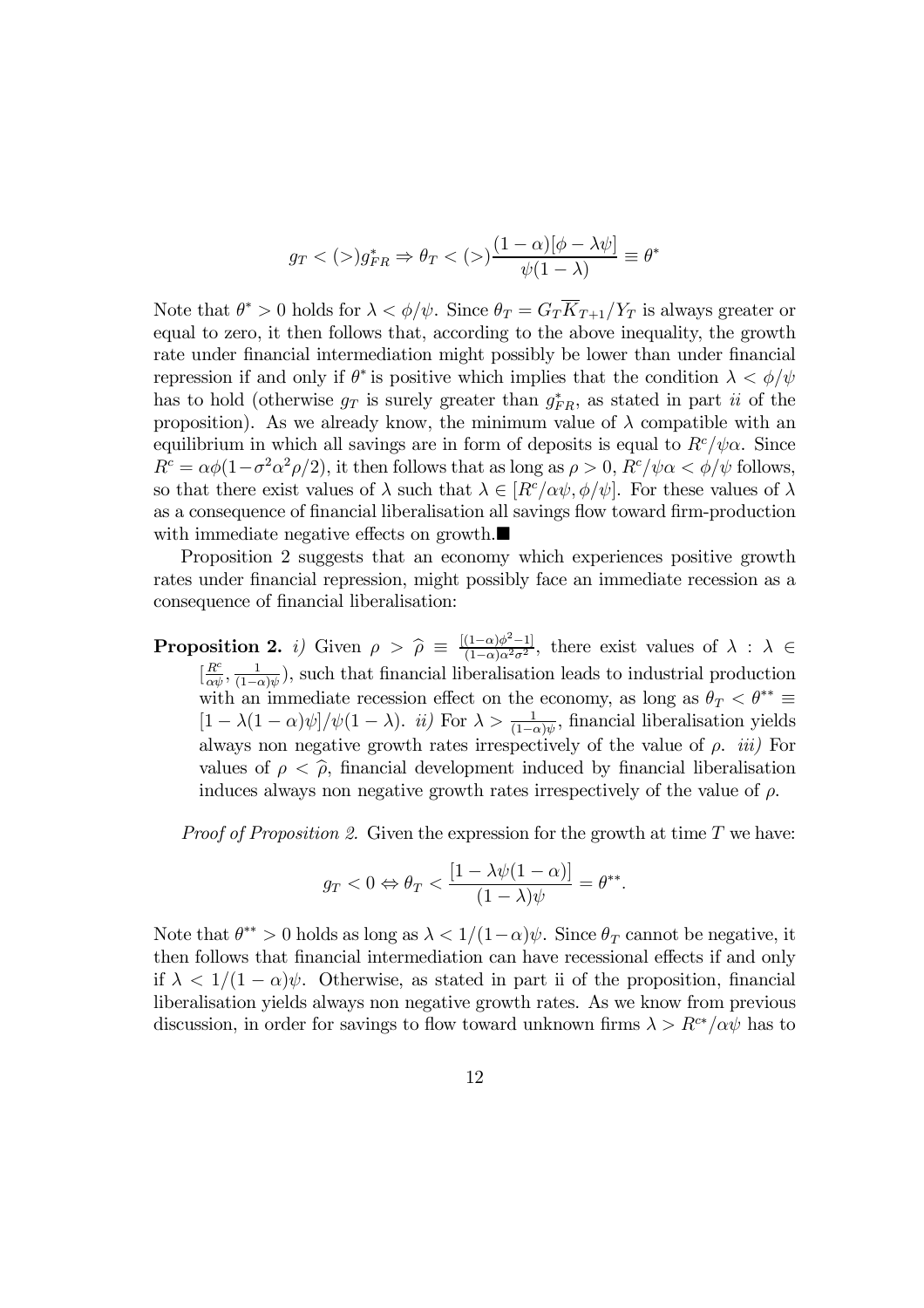$$g_T < (>) g^*_{FR} \Rightarrow \theta_T < (>) \frac{(1-\alpha)[\phi - \lambda\psi]}{\psi(1-\lambda)} \equiv \theta^*$$

Note that $\theta^* > 0$ holds for $\lambda < \phi/\psi$. Since $\theta_T = G_T \overline{K}_{T+1}/Y_T$ is always greater or equal to zero, it then follows that, according to the above inequality, the growth rate under financial intermediation might possibly be lower than under financial repression if and only if $\theta^*$ is positive which implies that the condition $\lambda < \phi/\psi$ has to hold (otherwise $g_T$ is surely greater than $g^*_{FR}$, as stated in part *ii* of the proposition). As we already know, the minimum value of $\lambda$ compatible with an equilibrium in which all savings are in form of deposits is equal to $R^c/\psi\alpha$. Since $R^c = \alpha\phi(1-\sigma^2\alpha^2\rho/2)$, it then follows that as long as $\rho > 0$, $R^c/\psi\alpha < \phi/\psi$ follows, so that there exist values of $\lambda$ such that $\lambda \in [R^c/\alpha\psi, \phi/\psi]$. For these values of $\lambda$ as a consequence of financial liberalisation all savings flow toward firm-production with immediate negative effects on growth.■

Proposition 2 suggests that an economy which experiences positive growth rates under financial repression, might possibly face an immediate recession as a consequence of financial liberalisation:

**Proposition 2.** *i)* Given $\rho > \widehat{\rho} \equiv \frac{[(1-\alpha)\phi^2 - 1]}{(1-\alpha)\alpha^2\sigma^2}$, there exist values of $\lambda : \lambda \in [\frac{R^c}{\alpha\psi}, \frac{1}{(1-\alpha)\psi})$, such that financial liberalisation leads to industrial production with an immediate recession effect on the economy, as long as $\theta_T < \theta^{**} \equiv [1 - \lambda(1-\alpha)\psi]/\psi(1-\lambda)$. *ii)* For $\lambda > \frac{1}{(1-\alpha)\psi}$, financial liberalisation yields always non negative growth rates irrespectively of the value of $\rho$. *iii)* For values of $\rho < \widehat{\rho}$, financial development induced by financial liberalisation induces always non negative growth rates irrespectively of the value of $\rho$.

*Proof of Proposition 2.* Given the expression for the growth at time $T$ we have:

$$g_T < 0 \Leftrightarrow \theta_T < \frac{[1 - \lambda\psi(1-\alpha)]}{(1-\lambda)\psi} = \theta^{**}.$$

Note that $\theta^{**} > 0$ holds as long as $\lambda < 1/(1-\alpha)\psi$. Since $\theta_T$ cannot be negative, it then follows that financial intermediation can have recessional effects if and only if $\lambda < 1/(1-\alpha)\psi$. Otherwise, as stated in part ii of the proposition, financial liberalisation yields always non negative growth rates. As we know from previous discussion, in order for savings to flow toward unknown firms $\lambda > R^{c*}/\alpha\psi$ has to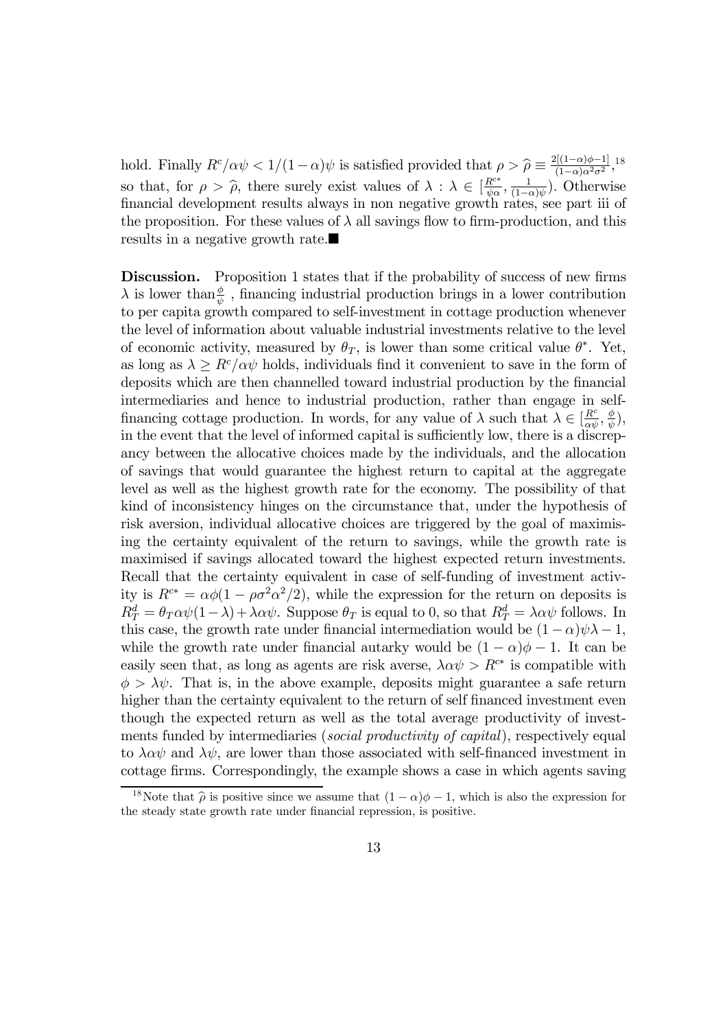hold. Finally $R^c/\alpha\psi < 1/(1-\alpha)\psi$ is satisfied provided that $\rho > \widehat{\rho} \equiv \frac{2[(1-\alpha)\phi-1]}{(1-\alpha)\alpha^2\sigma^2}$,[18] so that, for $\rho > \widehat{\rho}$, there surely exist values of $\lambda : \lambda \in [\frac{R^{c*}}{\psi\alpha}, \frac{1}{(1-\alpha)\psi})$. Otherwise financial development results always in non negative growth rates, see part iii of the proposition. For these values of $\lambda$ all savings flow to firm-production, and this results in a negative growth rate.■

**Discussion.** Proposition 1 states that if the probability of success of new firms $\lambda$ is lower than $\frac{\phi}{\psi}$ , financing industrial production brings in a lower contribution to per capita growth compared to self-investment in cottage production whenever the level of information about valuable industrial investments relative to the level of economic activity, measured by $\theta_T$, is lower than some critical value $\theta^*$. Yet, as long as $\lambda \geq R^c/\alpha\psi$ holds, individuals find it convenient to save in the form of deposits which are then channelled toward industrial production by the financial intermediaries and hence to industrial production, rather than engage in self-financing cottage production. In words, for any value of $\lambda$ such that $\lambda \in [\frac{R^c}{\alpha\psi}, \frac{\phi}{\psi})$, in the event that the level of informed capital is sufficiently low, there is a discrepancy between the allocative choices made by the individuals, and the allocation of savings that would guarantee the highest return to capital at the aggregate level as well as the highest growth rate for the economy. The possibility of that kind of inconsistency hinges on the circumstance that, under the hypothesis of risk aversion, individual allocative choices are triggered by the goal of maximising the certainty equivalent of the return to savings, while the growth rate is maximised if savings allocated toward the highest expected return investments. Recall that the certainty equivalent in case of self-funding of investment activity is $R^{c*} = \alpha\phi(1 - \rho\sigma^2\alpha^2/2)$, while the expression for the return on deposits is $R^d_T = \theta_T\alpha\psi(1-\lambda) + \lambda\alpha\psi$. Suppose $\theta_T$ is equal to 0, so that $R^d_T = \lambda\alpha\psi$ follows. In this case, the growth rate under financial intermediation would be $(1-\alpha)\psi\lambda - 1$, while the growth rate under financial autarky would be $(1-\alpha)\phi - 1$. It can be easily seen that, as long as agents are risk averse, $\lambda\alpha\psi > R^{c*}$ is compatible with $\phi > \lambda\psi$. That is, in the above example, deposits might guarantee a safe return higher than the certainty equivalent to the return of self financed investment even though the expected return as well as the total average productivity of investments funded by intermediaries (*social productivity of capital*), respectively equal to $\lambda\alpha\psi$ and $\lambda\psi$, are lower than those associated with self-financed investment in cottage firms. Correspondingly, the example shows a case in which agents saving

[18] Note that $\widehat{\rho}$ is positive since we assume that $(1-\alpha)\phi - 1$, which is also the expression for the steady state growth rate under financial repression, is positive.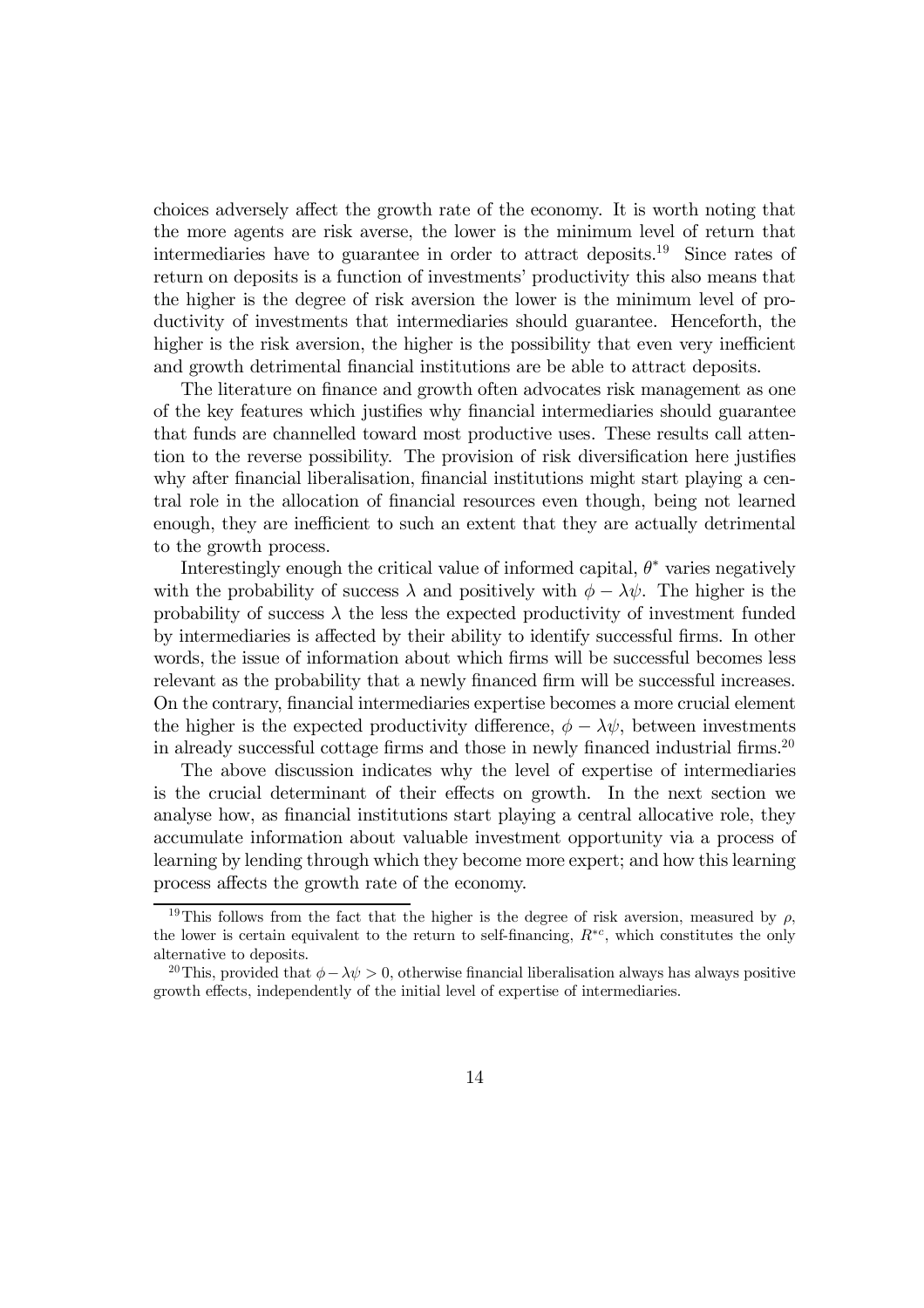choices adversely affect the growth rate of the economy. It is worth noting that the more agents are risk averse, the lower is the minimum level of return that intermediaries have to guarantee in order to attract deposits.[19] Since rates of return on deposits is a function of investments' productivity this also means that the higher is the degree of risk aversion the lower is the minimum level of productivity of investments that intermediaries should guarantee. Henceforth, the higher is the risk aversion, the higher is the possibility that even very inefficient and growth detrimental financial institutions are be able to attract deposits.

The literature on finance and growth often advocates risk management as one of the key features which justifies why financial intermediaries should guarantee that funds are channelled toward most productive uses. These results call attention to the reverse possibility. The provision of risk diversification here justifies why after financial liberalisation, financial institutions might start playing a central role in the allocation of financial resources even though, being not learned enough, they are inefficient to such an extent that they are actually detrimental to the growth process.

Interestingly enough the critical value of informed capital, $\theta^*$ varies negatively with the probability of success $\lambda$ and positively with $\phi - \lambda\psi$. The higher is the probability of success $\lambda$ the less the expected productivity of investment funded by intermediaries is affected by their ability to identify successful firms. In other words, the issue of information about which firms will be successful becomes less relevant as the probability that a newly financed firm will be successful increases. On the contrary, financial intermediaries expertise becomes a more crucial element the higher is the expected productivity difference, $\phi - \lambda\psi$, between investments in already successful cottage firms and those in newly financed industrial firms.[20]

The above discussion indicates why the level of expertise of intermediaries is the crucial determinant of their effects on growth. In the next section we analyse how, as financial institutions start playing a central allocative role, they accumulate information about valuable investment opportunity via a process of learning by lending through which they become more expert; and how this learning process affects the growth rate of the economy.

[19] This follows from the fact that the higher is the degree of risk aversion, measured by $\rho$, the lower is certain equivalent to the return to self-financing, $R^{*c}$, which constitutes the only alternative to deposits.

[20] This, provided that $\phi - \lambda\psi > 0$, otherwise financial liberalisation always has always positive growth effects, independently of the initial level of expertise of intermediaries.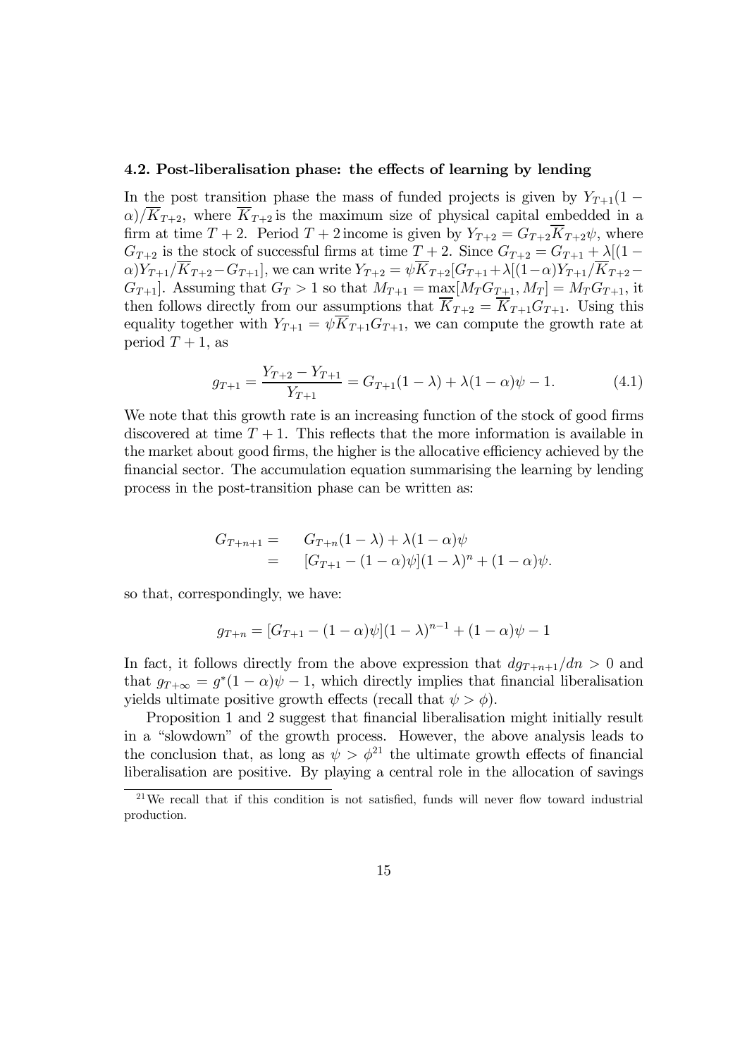### 4.2. Post-liberalisation phase: the effects of learning by lending

In the post transition phase the mass of funded projects is given by $Y_{T+1}(1-\alpha)/\overline{K}_{T+2}$, where $\overline{K}_{T+2}$ is the maximum size of physical capital embedded in a firm at time $T+2$. Period $T+2$ income is given by $Y_{T+2} = G_{T+2}\overline{K}_{T+2}\psi$, where $G_{T+2}$ is the stock of successful firms at time $T+2$. Since $G_{T+2} = G_{T+1} + \lambda[(1-\alpha)Y_{T+1}/\overline{K}_{T+2} - G_{T+1}]$, we can write $Y_{T+2} = \psi\overline{K}_{T+2}[G_{T+1} + \lambda[(1-\alpha)Y_{T+1}/\overline{K}_{T+2} - G_{T+1}]$. Assuming that $G_T > 1$ so that $M_{T+1} = \max[M_T G_{T+1}, M_T] = M_T G_{T+1}$, it then follows directly from our assumptions that $\overline{K}_{T+2} = \overline{K}_{T+1}G_{T+1}$. Using this equality together with $Y_{T+1} = \psi\overline{K}_{T+1}G_{T+1}$, we can compute the growth rate at period $T+1$, as

$$g_{T+1} = \frac{Y_{T+2} - Y_{T+1}}{Y_{T+1}} = G_{T+1}(1-\lambda) + \lambda(1-\alpha)\psi - 1. \tag{4.1}$$

We note that this growth rate is an increasing function of the stock of good firms discovered at time $T+1$. This reflects that the more information is available in the market about good firms, the higher is the allocative efficiency achieved by the financial sector. The accumulation equation summarising the learning by lending process in the post-transition phase can be written as:

$$\begin{aligned} G_{T+n+1} = &\quad G_{T+n}(1-\lambda) + \lambda(1-\alpha)\psi \\ = &\quad [G_{T+1} - (1-\alpha)\psi](1-\lambda)^n + (1-\alpha)\psi. \end{aligned}$$

so that, correspondingly, we have:

$$g_{T+n} = [G_{T+1} - (1-\alpha)\psi](1-\lambda)^{n-1} + (1-\alpha)\psi - 1$$

In fact, it follows directly from the above expression that $dg_{T+n+1}/dn > 0$ and that $g_{T+\infty} = g^*(1-\alpha)\psi - 1$, which directly implies that financial liberalisation yields ultimate positive growth effects (recall that $\psi > \phi$).

Proposition 1 and 2 suggest that financial liberalisation might initially result in a "slowdown" of the growth process. However, the above analysis leads to the conclusion that, as long as $\psi > \phi$[21] the ultimate growth effects of financial liberalisation are positive. By playing a central role in the allocation of savings

[21] We recall that if this condition is not satisfied, funds will never flow toward industrial production.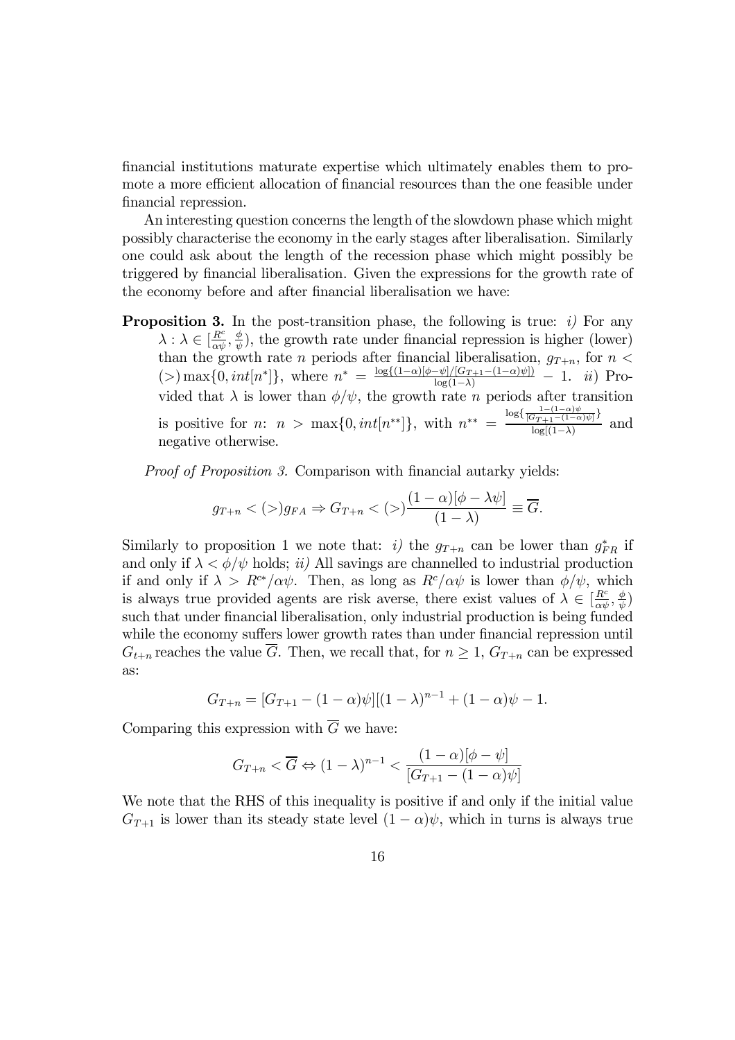financial institutions maturate expertise which ultimately enables them to promote a more efficient allocation of financial resources than the one feasible under financial repression.

An interesting question concerns the length of the slowdown phase which might possibly characterise the economy in the early stages after liberalisation. Similarly one could ask about the length of the recession phase which might possibly be triggered by financial liberalisation. Given the expressions for the growth rate of the economy before and after financial liberalisation we have:

**Proposition 3.** In the post-transition phase, the following is true: *i)* For any $\lambda : \lambda \in [\frac{R^c}{\alpha\psi}, \frac{\phi}{\psi})$, the growth rate under financial repression is higher (lower) than the growth rate $n$ periods after financial liberalisation, $g_{T+n}$, for $n < (>) \max\{0, int[n^*]\}$, where $n^* = \frac{\log\{(1-\alpha)[\phi-\psi]/[G_{T+1}-(1-\alpha)\psi]\}}{\log(1-\lambda)} - 1$. *ii)* Provided that $\lambda$ is lower than $\phi/\psi$, the growth rate $n$ periods after transition is positive for $n$: $n > \max\{0, int[n^{**}]\}$, with $n^{**} = \frac{\log\{\frac{1-(1-\alpha)\psi}{[G_{T+1}-(1-\alpha)\psi]}\}}{\log[(1-\lambda)}$ and negative otherwise.

*Proof of Proposition 3.* Comparison with financial autarky yields:

$$g_{T+n} < (>) g_{FA} \Rightarrow G_{T+n} < (>) \frac{(1-\alpha)[\phi - \lambda\psi]}{(1-\lambda)} \equiv \overline{G}.$$

Similarly to proposition 1 we note that: *i)* the $g_{T+n}$ can be lower than $g^*_{FR}$ if and only if $\lambda < \phi/\psi$ holds; *ii)* All savings are channelled to industrial production if and only if $\lambda > R^{c*}/\alpha\psi$. Then, as long as $R^c/\alpha\psi$ is lower than $\phi/\psi$, which is always true provided agents are risk averse, there exist values of $\lambda \in [\frac{R^c}{\alpha\psi}, \frac{\phi}{\psi})$ such that under financial liberalisation, only industrial production is being funded while the economy suffers lower growth rates than under financial repression until $G_{t+n}$ reaches the value $\overline{G}$. Then, we recall that, for $n \geq 1$, $G_{T+n}$ can be expressed as:

$$G_{T+n} = [G_{T+1} - (1-\alpha)\psi][(1-\lambda)^{n-1} + (1-\alpha)\psi - 1.$$

Comparing this expression with $\overline{G}$ we have:

$$G_{T+n} < \overline{G} \Leftrightarrow (1-\lambda)^{n-1} < \frac{(1-\alpha)[\phi - \psi]}{[G_{T+1} - (1-\alpha)\psi]}$$

We note that the RHS of this inequality is positive if and only if the initial value $G_{T+1}$ is lower than its steady state level $(1-\alpha)\psi$, which in turns is always true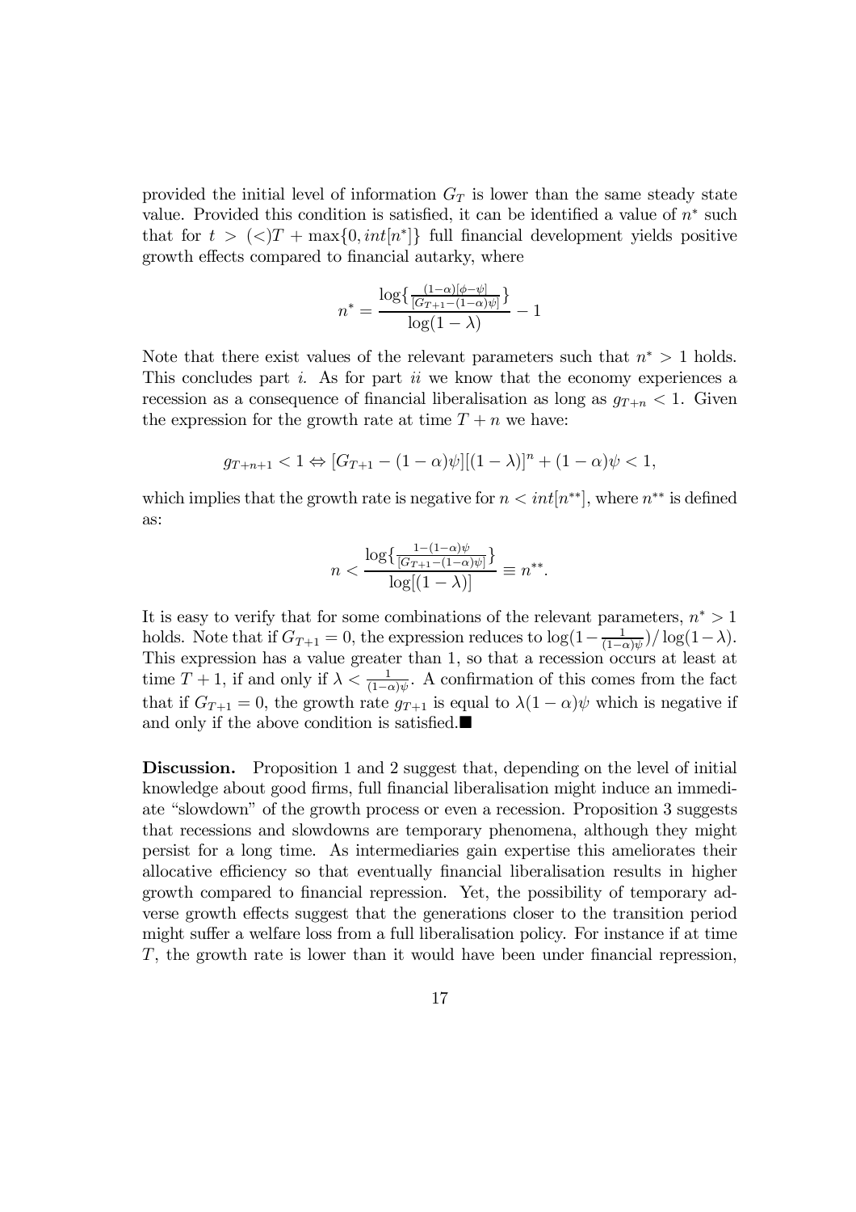provided the initial level of information $G_T$ is lower than the same steady state value. Provided this condition is satisfied, it can be identified a value of $n^*$ such that for $t > (<) T + \max\{0, int[n^*]\}$ full financial development yields positive growth effects compared to financial autarky, where

$$n^* = \frac{\log\{\frac{(1-\alpha)[\phi-\psi]}{[G_{T+1}-(1-\alpha)\psi]}\}}{\log(1-\lambda)} - 1$$

Note that there exist values of the relevant parameters such that $n^* > 1$ holds. This concludes part *i*. As for part *ii* we know that the economy experiences a recession as a consequence of financial liberalisation as long as $g_{T+n} < 1$. Given the expression for the growth rate at time $T+n$ we have:

$$g_{T+n+1} < 1 \Leftrightarrow [G_{T+1} - (1-\alpha)\psi][(1-\lambda)]^n + (1-\alpha)\psi < 1,$$

which implies that the growth rate is negative for $n < int[n^{**}]$, where $n^{**}$ is defined as:

$$n < \frac{\log\{\frac{1-(1-\alpha)\psi}{[G_{T+1}-(1-\alpha)\psi]}\}}{\log[(1-\lambda)]} \equiv n^{**}.$$

It is easy to verify that for some combinations of the relevant parameters, $n^* > 1$ holds. Note that if $G_{T+1} = 0$, the expression reduces to $\log(1 - \frac{1}{(1-\alpha)\psi})/\log(1-\lambda)$. This expression has a value greater than 1, so that a recession occurs at least at time $T+1$, if and only if $\lambda < \frac{1}{(1-\alpha)\psi}$. A confirmation of this comes from the fact that if $G_{T+1} = 0$, the growth rate $g_{T+1}$ is equal to $\lambda(1-\alpha)\psi$ which is negative if and only if the above condition is satisfied.■

**Discussion.** Proposition 1 and 2 suggest that, depending on the level of initial knowledge about good firms, full financial liberalisation might induce an immediate "slowdown" of the growth process or even a recession. Proposition 3 suggests that recessions and slowdowns are temporary phenomena, although they might persist for a long time. As intermediaries gain expertise this ameliorates their allocative efficiency so that eventually financial liberalisation results in higher growth compared to financial repression. Yet, the possibility of temporary adverse growth effects suggest that the generations closer to the transition period might suffer a welfare loss from a full liberalisation policy. For instance if at time $T$, the growth rate is lower than it would have been under financial repression,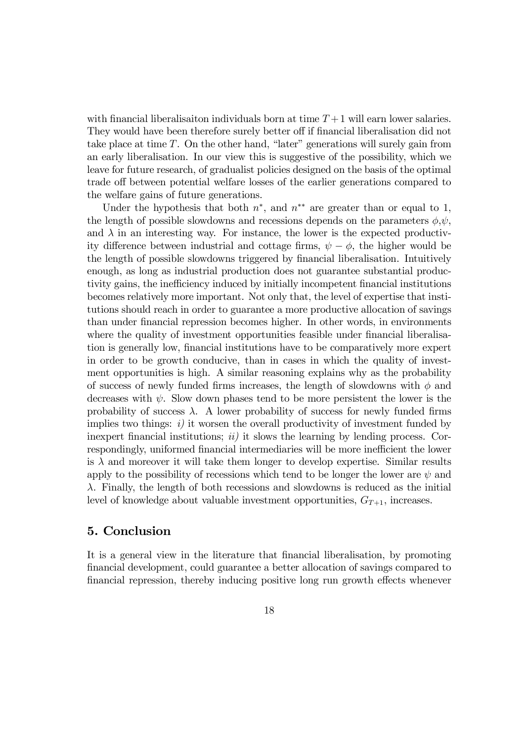with financial liberalisaiton individuals born at time $T+1$ will earn lower salaries. They would have been therefore surely better off if financial liberalisation did not take place at time $T$. On the other hand, "later" generations will surely gain from an early liberalisation. In our view this is suggestive of the possibility, which we leave for future research, of gradualist policies designed on the basis of the optimal trade off between potential welfare losses of the earlier generations compared to the welfare gains of future generations.

Under the hypothesis that both $n^{*}$, and $n^{**}$ are greater than or equal to 1, the length of possible slowdowns and recessions depends on the parameters $\phi$,$\psi$, and $\lambda$ in an interesting way. For instance, the lower is the expected productivity difference between industrial and cottage firms, $\psi - \phi$, the higher would be the length of possible slowdowns triggered by financial liberalisation. Intuitively enough, as long as industrial production does not guarantee substantial productivity gains, the inefficiency induced by initially incompetent financial institutions becomes relatively more important. Not only that, the level of expertise that institutions should reach in order to guarantee a more productive allocation of savings than under financial repression becomes higher. In other words, in environments where the quality of investment opportunities feasible under financial liberalisation is generally low, financial institutions have to be comparatively more expert in order to be growth conducive, than in cases in which the quality of investment opportunities is high. A similar reasoning explains why as the probability of success of newly funded firms increases, the length of slowdowns with $\phi$ and decreases with $\psi$. Slow down phases tend to be more persistent the lower is the probability of success $\lambda$. A lower probability of success for newly funded firms implies two things: *i)* it worsen the overall productivity of investment funded by inexpert financial institutions; *ii)* it slows the learning by lending process. Correspondingly, uniformed financial intermediaries will be more inefficient the lower is $\lambda$ and moreover it will take them longer to develop expertise. Similar results apply to the possibility of recessions which tend to be longer the lower are $\psi$ and $\lambda$. Finally, the length of both recessions and slowdowns is reduced as the initial level of knowledge about valuable investment opportunities, $G_{T+1}$, increases.

## 5. Conclusion

It is a general view in the literature that financial liberalisation, by promoting financial development, could guarantee a better allocation of savings compared to financial repression, thereby inducing positive long run growth effects whenever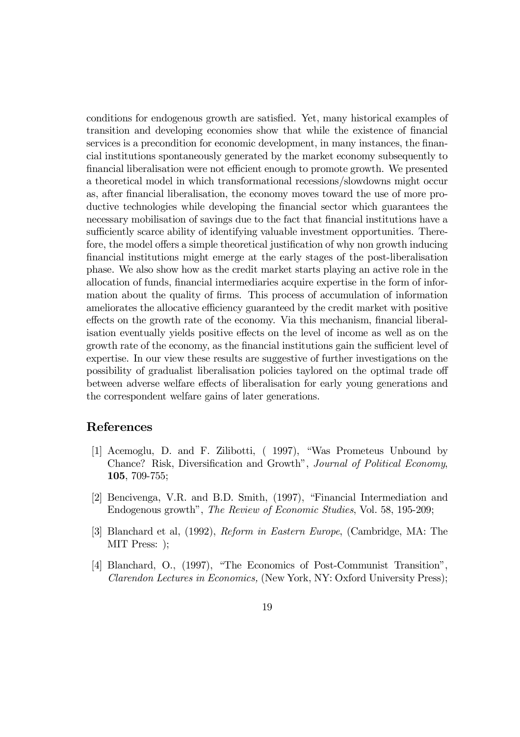conditions for endogenous growth are satisfied. Yet, many historical examples of transition and developing economies show that while the existence of financial services is a precondition for economic development, in many instances, the financial institutions spontaneously generated by the market economy subsequently to financial liberalisation were not efficient enough to promote growth. We presented a theoretical model in which transformational recessions/slowdowns might occur as, after financial liberalisation, the economy moves toward the use of more productive technologies while developing the financial sector which guarantees the necessary mobilisation of savings due to the fact that financial institutions have a sufficiently scarce ability of identifying valuable investment opportunities. Therefore, the model offers a simple theoretical justification of why non growth inducing financial institutions might emerge at the early stages of the post-liberalisation phase. We also show how as the credit market starts playing an active role in the allocation of funds, financial intermediaries acquire expertise in the form of information about the quality of firms. This process of accumulation of information ameliorates the allocative efficiency guaranteed by the credit market with positive effects on the growth rate of the economy. Via this mechanism, financial liberalisation eventually yields positive effects on the level of income as well as on the growth rate of the economy, as the financial institutions gain the sufficient level of expertise. In our view these results are suggestive of further investigations on the possibility of gradualist liberalisation policies taylored on the optimal trade off between adverse welfare effects of liberalisation for early young generations and the correspondent welfare gains of later generations.

# References

[1] Acemoglu, D. and F. Zilibotti, ( 1997), "Was Prometeus Unbound by Chance? Risk, Diversification and Growth", *Journal of Political Economy*, **105**, 709-755;

[2] Bencivenga, V.R. and B.D. Smith, (1997), "Financial Intermediation and Endogenous growth", *The Review of Economic Studies*, Vol. 58, 195-209;

[3] Blanchard et al, (1992), *Reform in Eastern Europe*, (Cambridge, MA: The MIT Press: );

[4] Blanchard, O., (1997), "The Economics of Post-Communist Transition", *Clarendon Lectures in Economics,* (New York, NY: Oxford University Press);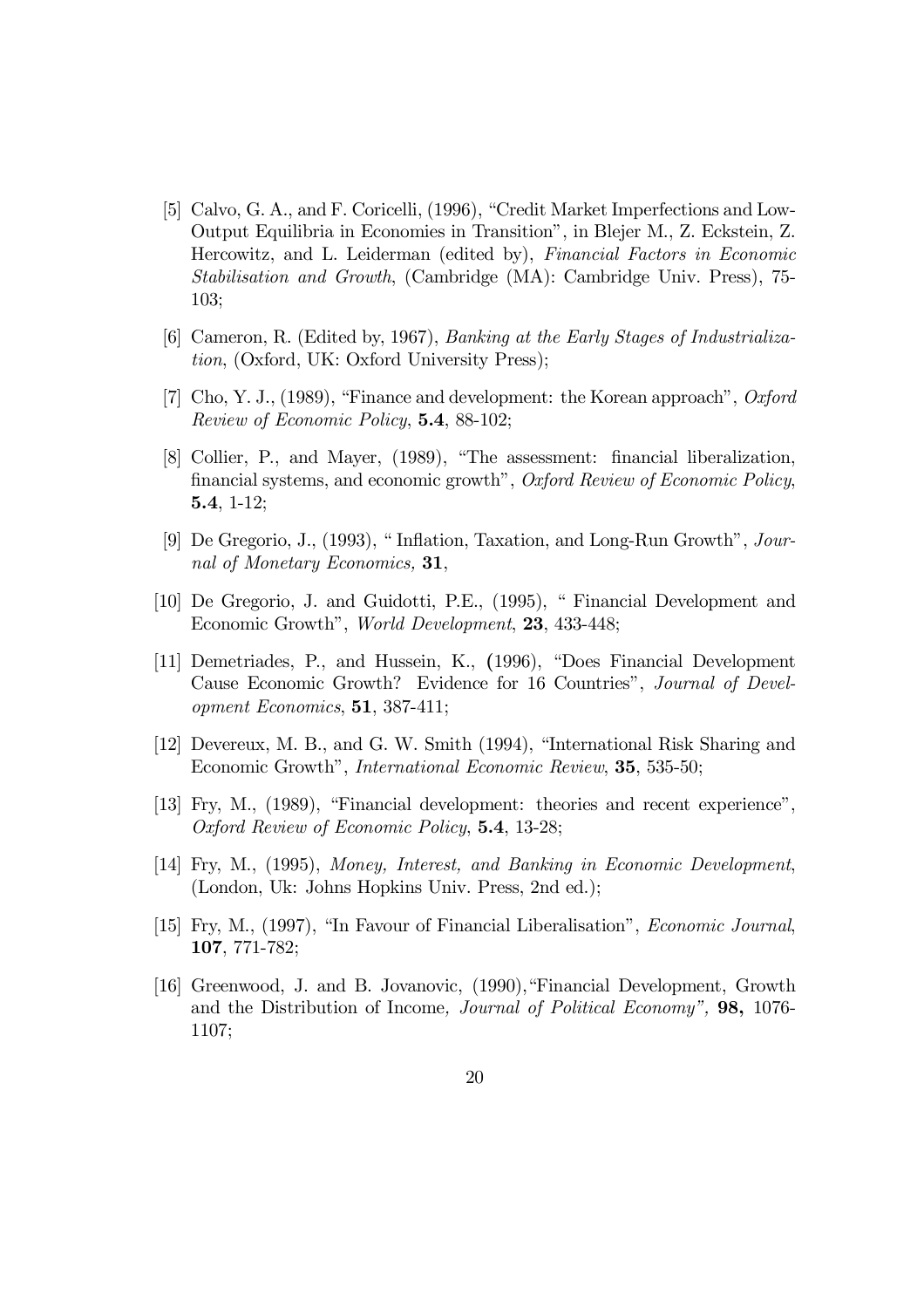[5] Calvo, G. A., and F. Coricelli, (1996), "Credit Market Imperfections and Low-Output Equilibria in Economies in Transition", in Blejer M., Z. Eckstein, Z. Hercowitz, and L. Leiderman (edited by), *Financial Factors in Economic Stabilisation and Growth*, (Cambridge (MA): Cambridge Univ. Press), 75-103;

[6] Cameron, R. (Edited by, 1967), *Banking at the Early Stages of Industrialization*, (Oxford, UK: Oxford University Press);

[7] Cho, Y. J., (1989), "Finance and development: the Korean approach", *Oxford Review of Economic Policy*, **5.4**, 88-102;

[8] Collier, P., and Mayer, (1989), "The assessment: financial liberalization, financial systems, and economic growth", *Oxford Review of Economic Policy*, **5.4**, 1-12;

[9] De Gregorio, J., (1993), " Inflation, Taxation, and Long-Run Growth", *Journal of Monetary Economics*, **31**,

[10] De Gregorio, J. and Guidotti, P.E., (1995), " Financial Development and Economic Growth", *World Development*, **23**, 433-448;

[11] Demetriades, P., and Hussein, K., (1996), "Does Financial Development Cause Economic Growth? Evidence for 16 Countries", *Journal of Development Economics*, **51**, 387-411;

[12] Devereux, M. B., and G. W. Smith (1994), "International Risk Sharing and Economic Growth", *International Economic Review*, **35**, 535-50;

[13] Fry, M., (1989), "Financial development: theories and recent experience", *Oxford Review of Economic Policy*, **5.4**, 13-28;

[14] Fry, M., (1995), *Money, Interest, and Banking in Economic Development*, (London, Uk: Johns Hopkins Univ. Press, 2nd ed.);

[15] Fry, M., (1997), "In Favour of Financial Liberalisation", *Economic Journal*, **107**, 771-782;

[16] Greenwood, J. and B. Jovanovic, (1990),"Financial Development, Growth and the Distribution of Income*, Journal of Political Economy",* **98,** 1076-1107;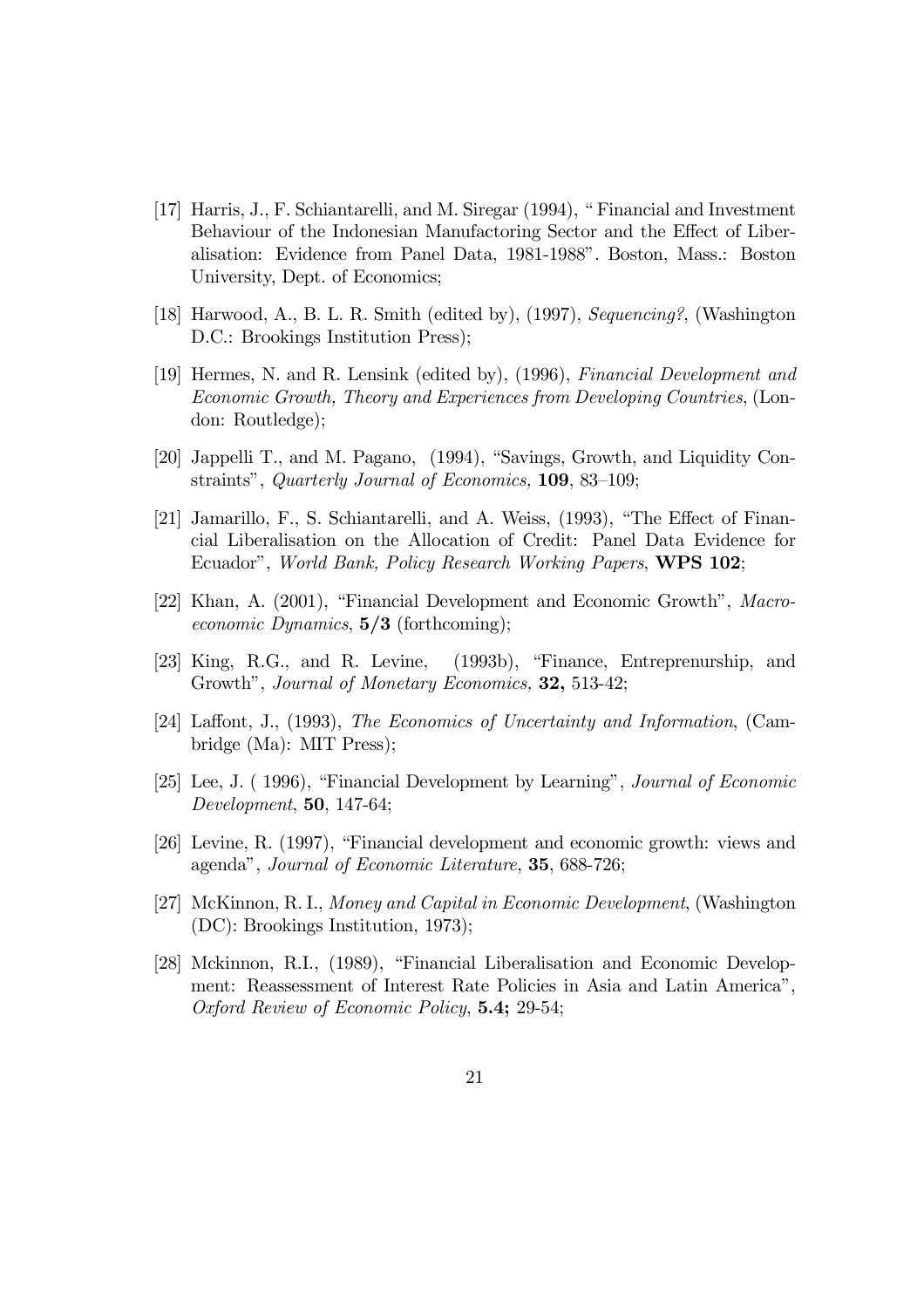[17] Harris, J., F. Schiantarelli, and M. Siregar (1994), " Financial and Investment Behaviour of the Indonesian Manufactoring Sector and the Effect of Liberalisation: Evidence from Panel Data, 1981-1988". Boston, Mass.: Boston University, Dept. of Economics;

[18] Harwood, A., B. L. R. Smith (edited by), (1997), *Sequencing?*, (Washington D.C.: Brookings Institution Press);

[19] Hermes, N. and R. Lensink (edited by), (1996), *Financial Development and Economic Growth, Theory and Experiences from Developing Countries*, (London: Routledge);

[20] Jappelli T., and M. Pagano, (1994), "Savings, Growth, and Liquidity Constraints", *Quarterly Journal of Economics,* **109**, 83–109;

[21] Jamarillo, F., S. Schiantarelli, and A. Weiss, (1993), "The Effect of Financial Liberalisation on the Allocation of Credit: Panel Data Evidence for Ecuador", *World Bank, Policy Research Working Papers*, **WPS 102**;

[22] Khan, A. (2001), "Financial Development and Economic Growth", *Macroeconomic Dynamics*, **5/3** (forthcoming);

[23] King, R.G., and R. Levine, (1993b), "Finance, Entreprenurship, and Growth", *Journal of Monetary Economics,* **32,** 513-42;

[24] Laffont, J., (1993), *The Economics of Uncertainty and Information*, (Cambridge (Ma): MIT Press);

[25] Lee, J. ( 1996), "Financial Development by Learning", *Journal of Economic Development*, **50**, 147-64;

[26] Levine, R. (1997), "Financial development and economic growth: views and agenda", *Journal of Economic Literature*, **35**, 688-726;

[27] McKinnon, R. I., *Money and Capital in Economic Development*, (Washington (DC): Brookings Institution, 1973);

[28] Mckinnon, R.I., (1989), "Financial Liberalisation and Economic Development: Reassessment of Interest Rate Policies in Asia and Latin America", *Oxford Review of Economic Policy*, **5.4;** 29-54;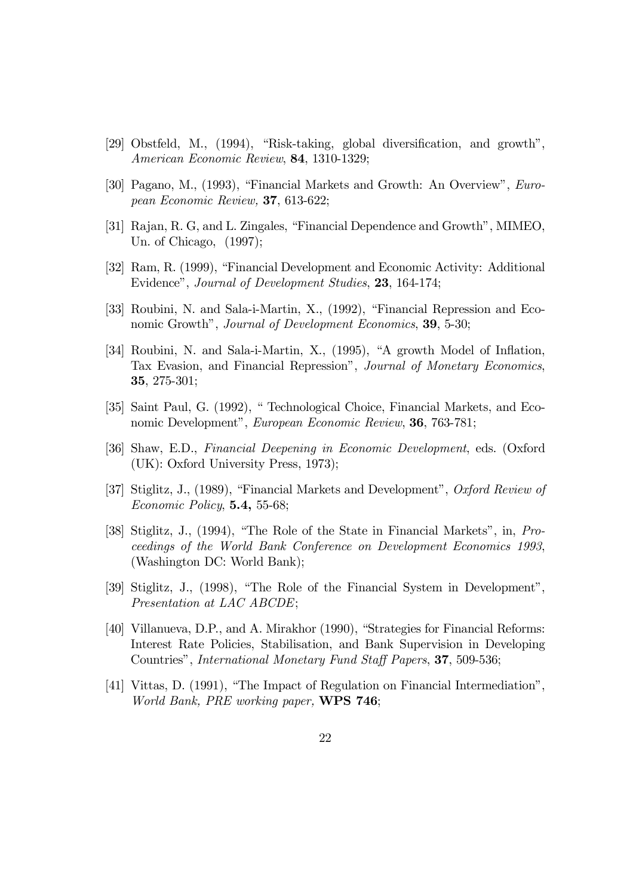[29] Obstfeld, M., (1994), "Risk-taking, global diversification, and growth", *American Economic Review*, **84**, 1310-1329;

[30] Pagano, M., (1993), "Financial Markets and Growth: An Overview", *European Economic Review,* **37**, 613-622;

[31] Rajan, R. G, and L. Zingales, "Financial Dependence and Growth", MIMEO, Un. of Chicago, (1997);

[32] Ram, R. (1999), "Financial Development and Economic Activity: Additional Evidence", *Journal of Development Studies*, **23**, 164-174;

[33] Roubini, N. and Sala-i-Martin, X., (1992), "Financial Repression and Economic Growth", *Journal of Development Economics*, **39**, 5-30;

[34] Roubini, N. and Sala-i-Martin, X., (1995), "A growth Model of Inflation, Tax Evasion, and Financial Repression", *Journal of Monetary Economics*, **35**, 275-301;

[35] Saint Paul, G. (1992), " Technological Choice, Financial Markets, and Economic Development", *European Economic Review*, **36**, 763-781;

[36] Shaw, E.D., *Financial Deepening in Economic Development*, eds. (Oxford (UK): Oxford University Press, 1973);

[37] Stiglitz, J., (1989), "Financial Markets and Development", *Oxford Review of Economic Policy*, **5.4,** 55-68;

[38] Stiglitz, J., (1994), "The Role of the State in Financial Markets", in, *Proceedings of the World Bank Conference on Development Economics 1993*, (Washington DC: World Bank);

[39] Stiglitz, J., (1998), "The Role of the Financial System in Development", *Presentation at LAC ABCDE*;

[40] Villanueva, D.P., and A. Mirakhor (1990), "Strategies for Financial Reforms: Interest Rate Policies, Stabilisation, and Bank Supervision in Developing Countries", *International Monetary Fund Staff Papers*, **37**, 509-536;

[41] Vittas, D. (1991), "The Impact of Regulation on Financial Intermediation", *World Bank, PRE working paper,* **WPS 746**;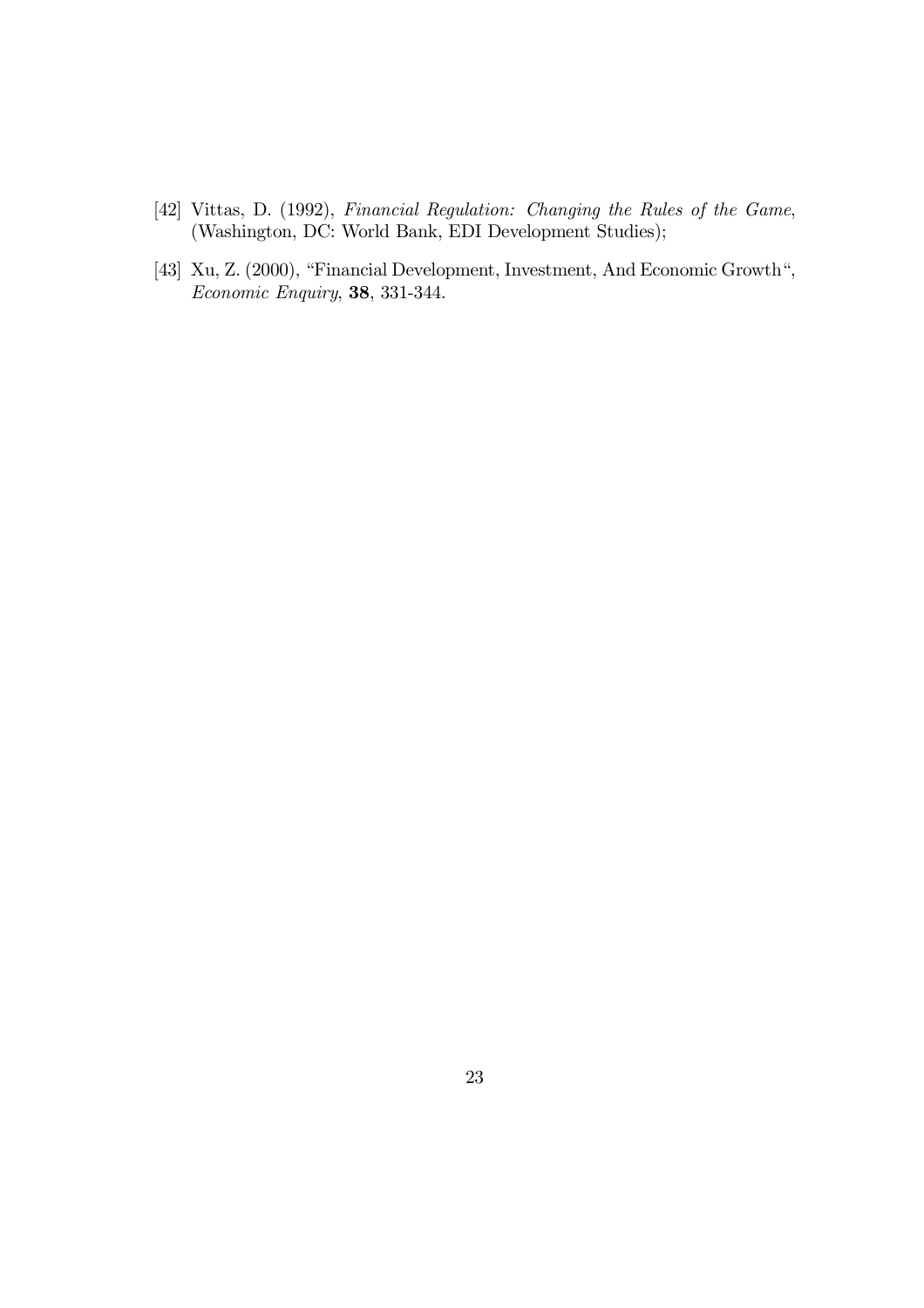[42] Vittas, D. (1992), *Financial Regulation: Changing the Rules of the Game*, (Washington, DC: World Bank, EDI Development Studies);

[43] Xu, Z. (2000), "Financial Development, Investment, And Economic Growth", *Economic Enquiry*, **38**, 331-344.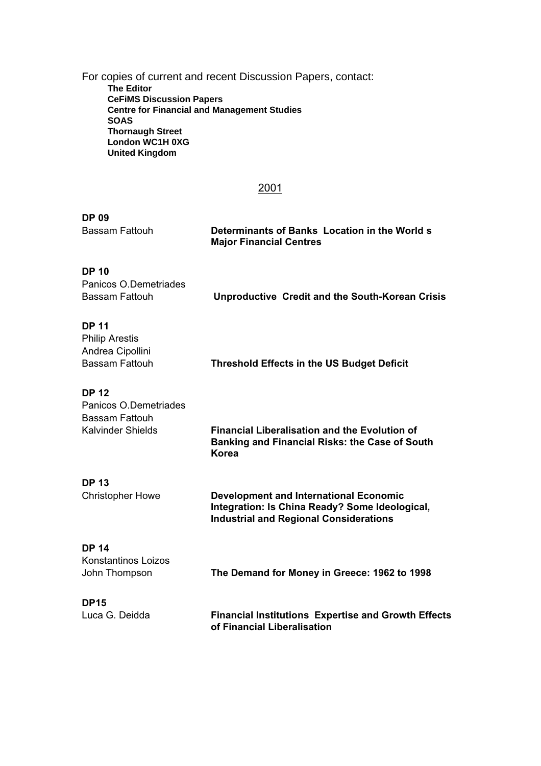For copies of current and recent Discussion Papers, contact:

**The Editor**
**CeFiMS Discussion Papers**
**Centre for Financial and Management Studies**
**SOAS**
**Thornaugh Street**
**London WC1H 0XG**
**United Kingdom**

## 2001

**DP 09**
Bassam Fattouh — **Determinants of Banks Location in the World s Major Financial Centres**

**DP 10**
Panicos O.Demetriades
Bassam Fattouh — **Unproductive Credit and the South-Korean Crisis**

**DP 11**
Philip Arestis
Andrea Cipollini
Bassam Fattouh — **Threshold Effects in the US Budget Deficit**

**DP 12**
Panicos O.Demetriades
Bassam Fattouh
Kalvinder Shields — **Financial Liberalisation and the Evolution of Banking and Financial Risks: the Case of South Korea**

**DP 13**
Christopher Howe — **Development and International Economic Integration: Is China Ready? Some Ideological, Industrial and Regional Considerations**

**DP 14**
Konstantinos Loizos
John Thompson — **The Demand for Money in Greece: 1962 to 1998**

**DP15**
Luca G. Deidda — **Financial Institutions Expertise and Growth Effects of Financial Liberalisation**